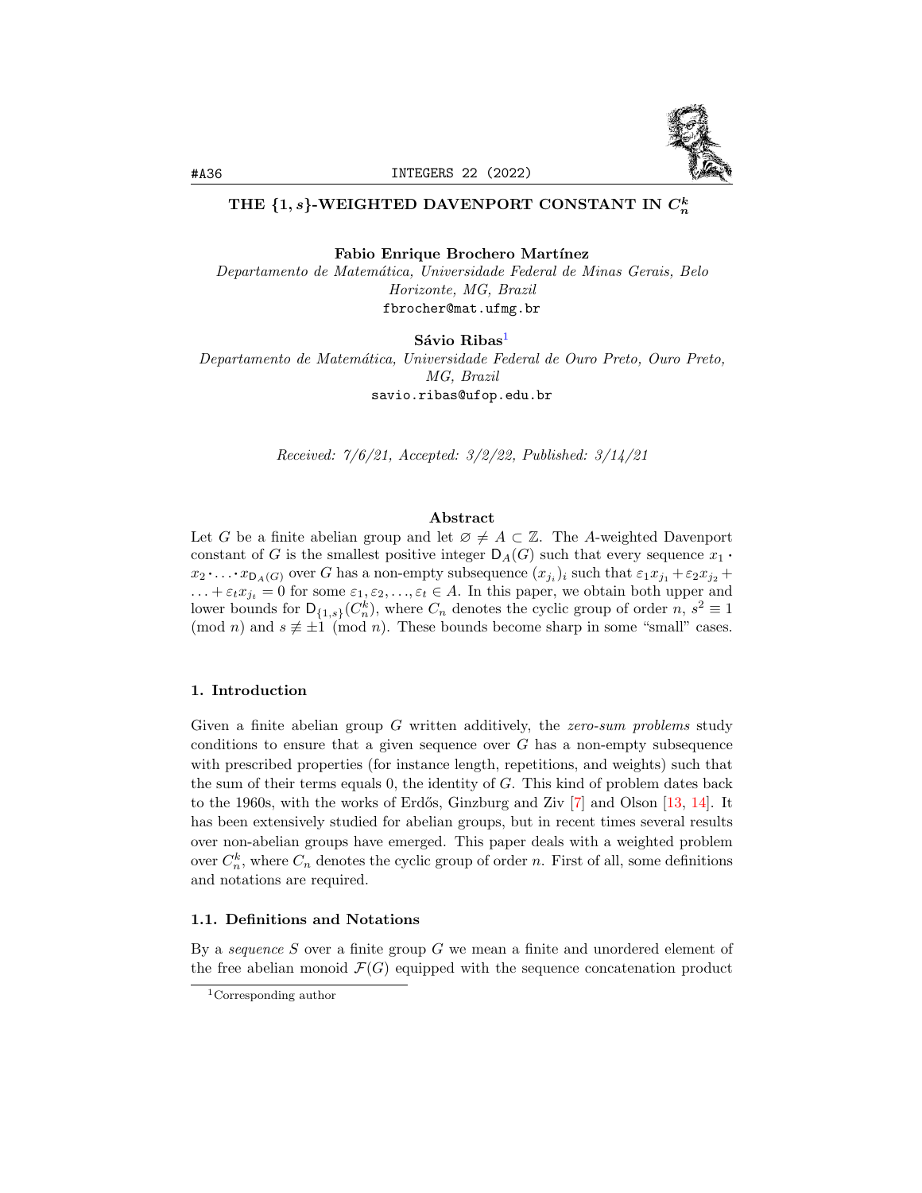# THE $\{1, s\}$-WEIGHTED DAVENPORT CONSTANT IN $C_n^k$

**Fabio Enrique Brochero Martínez**
*Departamento de Matemática, Universidade Federal de Minas Gerais, Belo Horizonte, MG, Brazil*
fbrocher@mat.ufmg.br

**Sávio Ribas**[1]
*Departamento de Matemática, Universidade Federal de Ouro Preto, Ouro Preto, MG, Brazil*
savio.ribas@ufop.edu.br

*Received: 7/6/21, Accepted: 3/2/22, Published: 3/14/21*

### Abstract

Let $G$ be a finite abelian group and let $\varnothing \neq A \subset \mathbb{Z}$. The $A$-weighted Davenport constant of $G$ is the smallest positive integer $\mathsf{D}_A(G)$ such that every sequence $x_1 \cdot x_2 \cdot \ldots \cdot x_{\mathsf{D}_A(G)}$ over $G$ has a non-empty subsequence $(x_{j_i})_i$ such that $\varepsilon_1 x_{j_1} + \varepsilon_2 x_{j_2} + \ldots + \varepsilon_t x_{j_t} = 0$ for some $\varepsilon_1, \varepsilon_2, \ldots, \varepsilon_t \in A$. In this paper, we obtain both upper and lower bounds for $\mathsf{D}_{\{1,s\}}(C_n^k)$, where $C_n$ denotes the cyclic group of order $n$, $s^2 \equiv 1 \pmod{n}$ and $s \not\equiv \pm 1 \pmod{n}$. These bounds become sharp in some "small" cases.

## 1. Introduction

Given a finite abelian group $G$ written additively, the *zero-sum problems* study conditions to ensure that a given sequence over $G$ has a non-empty subsequence with prescribed properties (for instance length, repetitions, and weights) such that the sum of their terms equals 0, the identity of $G$. This kind of problem dates back to the 1960s, with the works of Erdős, Ginzburg and Ziv [7] and Olson [13, 14]. It has been extensively studied for abelian groups, but in recent times several results over non-abelian groups have emerged. This paper deals with a weighted problem over $C_n^k$, where $C_n$ denotes the cyclic group of order $n$. First of all, some definitions and notations are required.

### 1.1. Definitions and Notations

By a *sequence* $S$ over a finite group $G$ we mean a finite and unordered element of the free abelian monoid $\mathcal{F}(G)$ equipped with the sequence concatenation product

[1] Corresponding author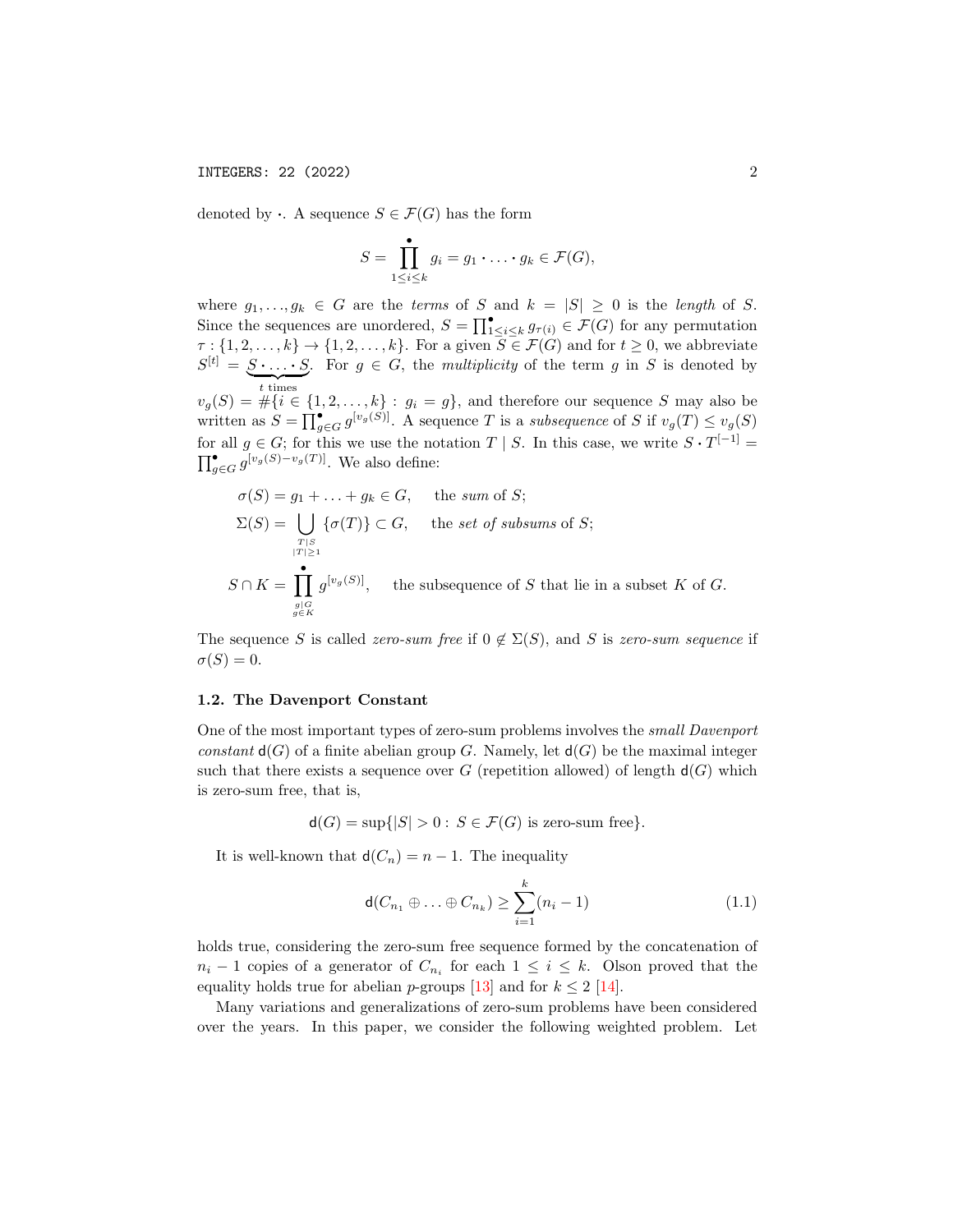denoted by $\boldsymbol{\cdot}$. A sequence $S \in \mathcal{F}(G)$ has the form

$$S = \prod_{1\le i\le k}^{\bullet} g_i = g_1 \boldsymbol{\cdot} \ldots \boldsymbol{\cdot} g_k \in \mathcal{F}(G),$$

where $g_1, \ldots, g_k \in G$ are the *terms* of $S$ and $k = |S| \geq 0$ is the *length* of $S$. Since the sequences are unordered, $S = \prod^{\bullet}_{1\le i\le k} g_{\tau(i)} \in \mathcal{F}(G)$ for any permutation $\tau : \{1, 2, \ldots, k\} \to \{1, 2, \ldots, k\}$. For a given $S \in \mathcal{F}(G)$ and for $t \geq 0$, we abbreviate $S^{[t]} = \underbrace{S \boldsymbol{\cdot} \ldots \boldsymbol{\cdot} S}_{t \text{ times}}$. For $g \in G$, the *multiplicity* of the term $g$ in $S$ is denoted by $v_g(S) = \#\{i \in \{1, 2, \ldots, k\} : g_i = g\}$, and therefore our sequence $S$ may also be written as $S = \prod^{\bullet}_{g\in G} g^{[v_g(S)]}$. A sequence $T$ is a *subsequence* of $S$ if $v_g(T) \leq v_g(S)$ for all $g \in G$; for this we use the notation $T \mid S$. In this case, we write $S \boldsymbol{\cdot} T^{[-1]} = \prod^{\bullet}_{g\in G} g^{[v_g(S)-v_g(T)]}$. We also define:

$$\sigma(S) = g_1 + \ldots + g_k \in G, \quad \text{the } \textit{sum} \text{ of } S;$$

$$\Sigma(S) = \bigcup_{\substack{T\mid S \\ |T|\geq 1}} \{\sigma(T)\} \subset G, \quad \text{the } \textit{set of subsums} \text{ of } S;$$

$$S \cap K = \prod_{\substack{g\mid G \\ g\in K}}^{\bullet} g^{[v_g(S)]}, \quad \text{the subsequence of } S \text{ that lie in a subset } K \text{ of } G.$$

The sequence $S$ is called *zero-sum free* if $0 \notin \Sigma(S)$, and $S$ is *zero-sum sequence* if $\sigma(S) = 0$.

### 1.2. The Davenport Constant

One of the most important types of zero-sum problems involves the *small Davenport constant* $\mathsf{d}(G)$ of a finite abelian group $G$. Namely, let $\mathsf{d}(G)$ be the maximal integer such that there exists a sequence over $G$ (repetition allowed) of length $\mathsf{d}(G)$ which is zero-sum free, that is,

$$\mathsf{d}(G) = \sup\{|S| > 0 : S \in \mathcal{F}(G) \text{ is zero-sum free}\}.$$

It is well-known that $\mathsf{d}(C_n) = n - 1$. The inequality

$$\mathsf{d}(C_{n_1} \oplus \ldots \oplus C_{n_k}) \geq \sum_{i=1}^{k} (n_i - 1) \tag{1.1}$$

holds true, considering the zero-sum free sequence formed by the concatenation of $n_i - 1$ copies of a generator of $C_{n_i}$ for each $1 \leq i \leq k$. Olson proved that the equality holds true for abelian $p$-groups [13] and for $k \leq 2$ [14].

Many variations and generalizations of zero-sum problems have been considered over the years. In this paper, we consider the following weighted problem. Let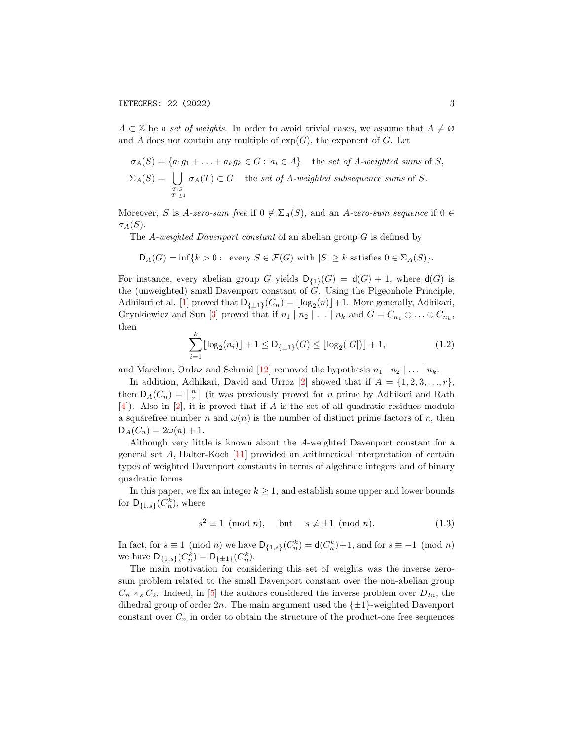$A \subset \mathbb{Z}$ be a *set of weights*. In order to avoid trivial cases, we assume that $A \neq \varnothing$ and $A$ does not contain any multiple of $\exp(G)$, the exponent of $G$. Let

$$\sigma_A(S) = \{a_1 g_1 + \ldots + a_k g_k \in G : \ a_i \in A\} \quad \text{the } \textit{set of } A\textit{-weighted sums} \text{ of } S,$$

$$\Sigma_A(S) = \bigcup_{\substack{T \mid S \\ |T| \geq 1}} \sigma_A(T) \subset G \quad \text{the } \textit{set of } A\textit{-weighted subsequence sums} \text{ of } S.$$

Moreover, $S$ is *$A$-zero-sum free* if $0 \notin \Sigma_A(S)$, and an *$A$-zero-sum sequence* if $0 \in \sigma_A(S)$.

The *$A$-weighted Davenport constant* of an abelian group $G$ is defined by

$$\mathsf{D}_A(G) = \inf\{k > 0 : \ \text{every } S \in \mathcal{F}(G) \text{ with } |S| \geq k \text{ satisfies } 0 \in \Sigma_A(S)\}.$$

For instance, every abelian group $G$ yields $\mathsf{D}_{\{1\}}(G) = \mathsf{d}(G) + 1$, where $\mathsf{d}(G)$ is the (unweighted) small Davenport constant of $G$. Using the Pigeonhole Principle, Adhikari et al. [1] proved that $\mathsf{D}_{\{\pm 1\}}(C_n) = \lfloor \log_2(n) \rfloor + 1$. More generally, Adhikari, Grynkiewicz and Sun [3] proved that if $n_1 \mid n_2 \mid \ldots \mid n_k$ and $G = C_{n_1} \oplus \ldots \oplus C_{n_k}$, then

$$\sum_{i=1}^{k} \lfloor \log_2(n_i) \rfloor + 1 \leq \mathsf{D}_{\{\pm 1\}}(G) \leq \lfloor \log_2(|G|) \rfloor + 1, \tag{1.2}$$

and Marchan, Ordaz and Schmid [12] removed the hypothesis $n_1 \mid n_2 \mid \ldots \mid n_k$.

In addition, Adhikari, David and Urroz [2] showed that if $A = \{1, 2, 3, \ldots, r\}$, then $\mathsf{D}_A(C_n) = \left\lceil \frac{n}{r} \right\rceil$ (it was previously proved for $n$ prime by Adhikari and Rath [4]). Also in [2], it is proved that if $A$ is the set of all quadratic residues modulo a squarefree number $n$ and $\omega(n)$ is the number of distinct prime factors of $n$, then $\mathsf{D}_A(C_n) = 2\omega(n) + 1$.

Although very little is known about the $A$-weighted Davenport constant for a general set $A$, Halter-Koch [11] provided an arithmetical interpretation of certain types of weighted Davenport constants in terms of algebraic integers and of binary quadratic forms.

In this paper, we fix an integer $k \geq 1$, and establish some upper and lower bounds for $\mathsf{D}_{\{1,s\}}(C_n^k)$, where

$$s^2 \equiv 1 \pmod{n}, \quad \text{but} \quad s \not\equiv \pm 1 \pmod{n}. \tag{1.3}$$

In fact, for $s \equiv 1 \pmod{n}$ we have $\mathsf{D}_{\{1,s\}}(C_n^k) = \mathsf{d}(C_n^k) + 1$, and for $s \equiv -1 \pmod{n}$ we have $\mathsf{D}_{\{1,s\}}(C_n^k) = \mathsf{D}_{\{\pm 1\}}(C_n^k)$.

The main motivation for considering this set of weights was the inverse zero-sum problem related to the small Davenport constant over the non-abelian group $C_n \rtimes_s C_2$. Indeed, in [5] the authors considered the inverse problem over $D_{2n}$, the dihedral group of order $2n$. The main argument used the $\{\pm 1\}$-weighted Davenport constant over $C_n$ in order to obtain the structure of the product-one free sequences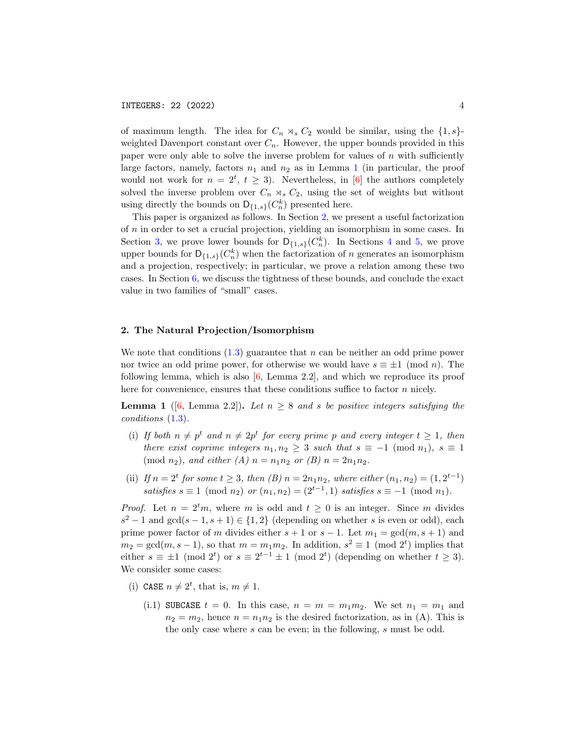of maximum length. The idea for $C_n \rtimes_s C_2$ would be similar, using the $\{1, s\}$-weighted Davenport constant over $C_n$. However, the upper bounds provided in this paper were only able to solve the inverse problem for values of $n$ with sufficiently large factors, namely, factors $n_1$ and $n_2$ as in Lemma 1 (in particular, the proof would not work for $n = 2^t$, $t \geq 3$). Nevertheless, in [6] the authors completely solved the inverse problem over $C_n \rtimes_s C_2$, using the set of weights but without using directly the bounds on $\mathsf{D}_{\{1,s\}}(C_n^k)$ presented here.

This paper is organized as follows. In Section 2, we present a useful factorization of $n$ in order to set a crucial projection, yielding an isomorphism in some cases. In Section 3, we prove lower bounds for $\mathsf{D}_{\{1,s\}}(C_n^k)$. In Sections 4 and 5, we prove upper bounds for $\mathsf{D}_{\{1,s\}}(C_n^k)$ when the factorization of $n$ generates an isomorphism and a projection, respectively; in particular, we prove a relation among these two cases. In Section 6, we discuss the tightness of these bounds, and conclude the exact value in two families of "small" cases.

## 2. The Natural Projection/Isomorphism

We note that conditions (1.3) guarantee that $n$ can be neither an odd prime power nor twice an odd prime power, for otherwise we would have $s \equiv \pm 1 \pmod{n}$. The following lemma, which is also [6, Lemma 2.2], and which we reproduce its proof here for convenience, ensures that these conditions suffice to factor $n$ nicely.

**Lemma 1** ([6, Lemma 2.2]). *Let $n \geq 8$ and $s$ be positive integers satisfying the conditions (1.3).*

- (i) *If both $n \neq p^t$ and $n \neq 2p^t$ for every prime $p$ and every integer $t \geq 1$, then there exist coprime integers $n_1, n_2 \geq 3$ such that $s \equiv -1 \pmod{n_1}$, $s \equiv 1 \pmod{n_2}$, and either (A) $n = n_1 n_2$ or (B) $n = 2n_1 n_2$.*
- (ii) *If $n = 2^t$ for some $t \geq 3$, then (B) $n = 2n_1 n_2$, where either $(n_1, n_2) = (1, 2^{t-1})$ satisfies $s \equiv 1 \pmod{n_2}$ or $(n_1, n_2) = (2^{t-1}, 1)$ satisfies $s \equiv -1 \pmod{n_1}$.*

*Proof.* Let $n = 2^t m$, where $m$ is odd and $t \geq 0$ is an integer. Since $m$ divides $s^2 - 1$ and $\gcd(s-1, s+1) \in \{1, 2\}$ (depending on whether $s$ is even or odd), each prime power factor of $m$ divides either $s + 1$ or $s - 1$. Let $m_1 = \gcd(m, s+1)$ and $m_2 = \gcd(m, s-1)$, so that $m = m_1 m_2$. In addition, $s^2 \equiv 1 \pmod{2^t}$ implies that either $s \equiv \pm 1 \pmod{2^t}$ or $s \equiv 2^{t-1} \pm 1 \pmod{2^t}$ (depending on whether $t \geq 3$). We consider some cases:

- (i) `CASE` $n \neq 2^t$, that is, $m \neq 1$.
  - (i.1) `SUBCASE` $t = 0$. In this case, $n = m = m_1 m_2$. We set $n_1 = m_1$ and $n_2 = m_2$, hence $n = n_1 n_2$ is the desired factorization, as in (A). This is the only case where $s$ can be even; in the following, $s$ must be odd.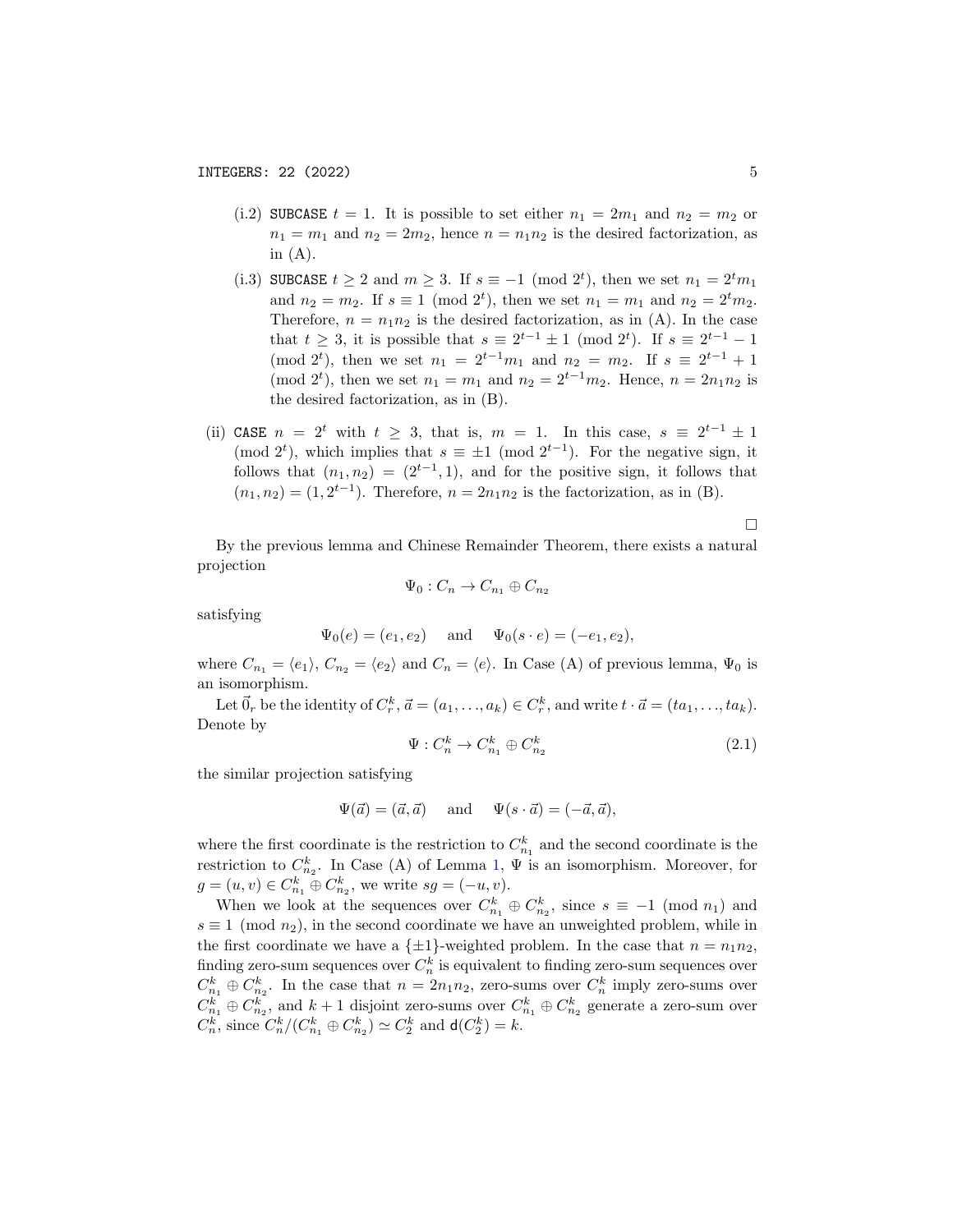(i.2) SUBCASE $t = 1$. It is possible to set either $n_1 = 2m_1$ and $n_2 = m_2$ or $n_1 = m_1$ and $n_2 = 2m_2$, hence $n = n_1 n_2$ is the desired factorization, as in (A).

(i.3) SUBCASE $t \geq 2$ and $m \geq 3$. If $s \equiv -1 \pmod{2^t}$, then we set $n_1 = 2^t m_1$ and $n_2 = m_2$. If $s \equiv 1 \pmod{2^t}$, then we set $n_1 = m_1$ and $n_2 = 2^t m_2$. Therefore, $n = n_1 n_2$ is the desired factorization, as in (A). In the case that $t \geq 3$, it is possible that $s \equiv 2^{t-1} \pm 1 \pmod{2^t}$. If $s \equiv 2^{t-1} - 1 \pmod{2^t}$, then we set $n_1 = 2^{t-1} m_1$ and $n_2 = m_2$. If $s \equiv 2^{t-1} + 1 \pmod{2^t}$, then we set $n_1 = m_1$ and $n_2 = 2^{t-1} m_2$. Hence, $n = 2n_1 n_2$ is the desired factorization, as in (B).

(ii) CASE $n = 2^t$ with $t \geq 3$, that is, $m = 1$. In this case, $s \equiv 2^{t-1} \pm 1 \pmod{2^t}$, which implies that $s \equiv \pm 1 \pmod{2^{t-1}}$. For the negative sign, it follows that $(n_1, n_2) = (2^{t-1}, 1)$, and for the positive sign, it follows that $(n_1, n_2) = (1, 2^{t-1})$. Therefore, $n = 2n_1 n_2$ is the factorization, as in (B).

□

By the previous lemma and Chinese Remainder Theorem, there exists a natural projection

$$\Psi_0 : C_n \to C_{n_1} \oplus C_{n_2}$$

satisfying

$$\Psi_0(e) = (e_1, e_2) \quad \text{and} \quad \Psi_0(s \cdot e) = (-e_1, e_2),$$

where $C_{n_1} = \langle e_1 \rangle$, $C_{n_2} = \langle e_2 \rangle$ and $C_n = \langle e \rangle$. In Case (A) of previous lemma, $\Psi_0$ is an isomorphism.

Let $\vec{0}_r$ be the identity of $C_r^k$, $\vec{a} = (a_1, \ldots, a_k) \in C_r^k$, and write $t \cdot \vec{a} = (ta_1, \ldots, ta_k)$. Denote by

$$\Psi : C_n^k \to C_{n_1}^k \oplus C_{n_2}^k \tag{2.1}$$

the similar projection satisfying

$$\Psi(\vec{a}) = (\vec{a}, \vec{a}) \quad \text{and} \quad \Psi(s \cdot \vec{a}) = (-\vec{a}, \vec{a}),$$

where the first coordinate is the restriction to $C_{n_1}^k$ and the second coordinate is the restriction to $C_{n_2}^k$. In Case (A) of Lemma 1, $\Psi$ is an isomorphism. Moreover, for $g = (u, v) \in C_{n_1}^k \oplus C_{n_2}^k$, we write $sg = (-u, v)$.

When we look at the sequences over $C_{n_1}^k \oplus C_{n_2}^k$, since $s \equiv -1 \pmod{n_1}$ and $s \equiv 1 \pmod{n_2}$, in the second coordinate we have an unweighted problem, while in the first coordinate we have a $\{\pm 1\}$-weighted problem. In the case that $n = n_1 n_2$, finding zero-sum sequences over $C_n^k$ is equivalent to finding zero-sum sequences over $C_{n_1}^k \oplus C_{n_2}^k$. In the case that $n = 2n_1 n_2$, zero-sums over $C_n^k$ imply zero-sums over $C_{n_1}^k \oplus C_{n_2}^k$, and $k + 1$ disjoint zero-sums over $C_{n_1}^k \oplus C_{n_2}^k$ generate a zero-sum over $C_n^k$, since $C_n^k / (C_{n_1}^k \oplus C_{n_2}^k) \simeq C_2^k$ and $\mathsf{d}(C_2^k) = k$.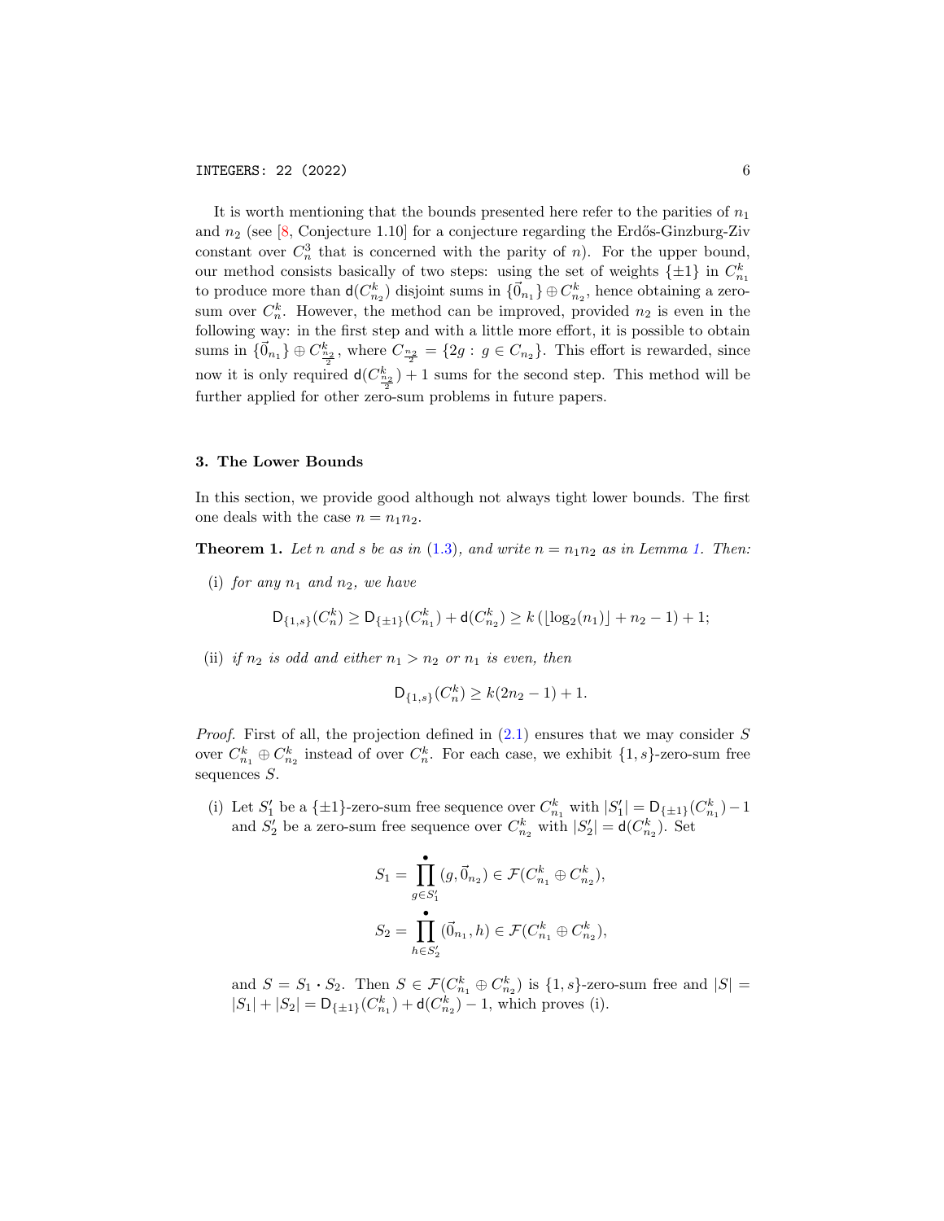It is worth mentioning that the bounds presented here refer to the parities of $n_1$ and $n_2$ (see [8, Conjecture 1.10] for a conjecture regarding the Erdős-Ginzburg-Ziv constant over $C_n^3$ that is concerned with the parity of $n$). For the upper bound, our method consists basically of two steps: using the set of weights $\{\pm 1\}$ in $C_{n_1}^k$ to produce more than $\mathsf{d}(C_{n_2}^k)$ disjoint sums in $\{\vec{0}_{n_1}\} \oplus C_{n_2}^k$, hence obtaining a zero-sum over $C_n^k$. However, the method can be improved, provided $n_2$ is even in the following way: in the first step and with a little more effort, it is possible to obtain sums in $\{\vec{0}_{n_1}\} \oplus C_{\frac{n_2}{2}}^k$, where $C_{\frac{n_2}{2}} = \{2g : g \in C_{n_2}\}$. This effort is rewarded, since now it is only required $\mathsf{d}(C_{\frac{n_2}{2}}^k) + 1$ sums for the second step. This method will be further applied for other zero-sum problems in future papers.

## 3. The Lower Bounds

In this section, we provide good although not always tight lower bounds. The first one deals with the case $n = n_1 n_2$.

**Theorem 1.** *Let $n$ and $s$ be as in (1.3), and write $n = n_1 n_2$ as in Lemma 1. Then:*

(i) *for any $n_1$ and $n_2$, we have*

$$\mathsf{D}_{\{1,s\}}(C_n^k) \geq \mathsf{D}_{\{\pm 1\}}(C_{n_1}^k) + \mathsf{d}(C_{n_2}^k) \geq k\left(\lfloor \log_2(n_1) \rfloor + n_2 - 1\right) + 1;$$

(ii) *if $n_2$ is odd and either $n_1 > n_2$ or $n_1$ is even, then*

$$\mathsf{D}_{\{1,s\}}(C_n^k) \geq k(2n_2 - 1) + 1.$$

*Proof.* First of all, the projection defined in (2.1) ensures that we may consider $S$ over $C_{n_1}^k \oplus C_{n_2}^k$ instead of over $C_n^k$. For each case, we exhibit $\{1, s\}$-zero-sum free sequences $S$.

(i) Let $S_1'$ be a $\{\pm 1\}$-zero-sum free sequence over $C_{n_1}^k$ with $|S_1'| = \mathsf{D}_{\{\pm 1\}}(C_{n_1}^k) - 1$ and $S_2'$ be a zero-sum free sequence over $C_{n_2}^k$ with $|S_2'| = \mathsf{d}(C_{n_2}^k)$. Set

$$S_1 = \prod_{g \in S_1'}^{\bullet} (g, \vec{0}_{n_2}) \in \mathcal{F}(C_{n_1}^k \oplus C_{n_2}^k),$$

$$S_2 = \prod_{h \in S_2'}^{\bullet} (\vec{0}_{n_1}, h) \in \mathcal{F}(C_{n_1}^k \oplus C_{n_2}^k),$$

and $S = S_1 \cdot S_2$. Then $S \in \mathcal{F}(C_{n_1}^k \oplus C_{n_2}^k)$ is $\{1, s\}$-zero-sum free and $|S| = |S_1| + |S_2| = \mathsf{D}_{\{\pm 1\}}(C_{n_1}^k) + \mathsf{d}(C_{n_2}^k) - 1$, which proves (i).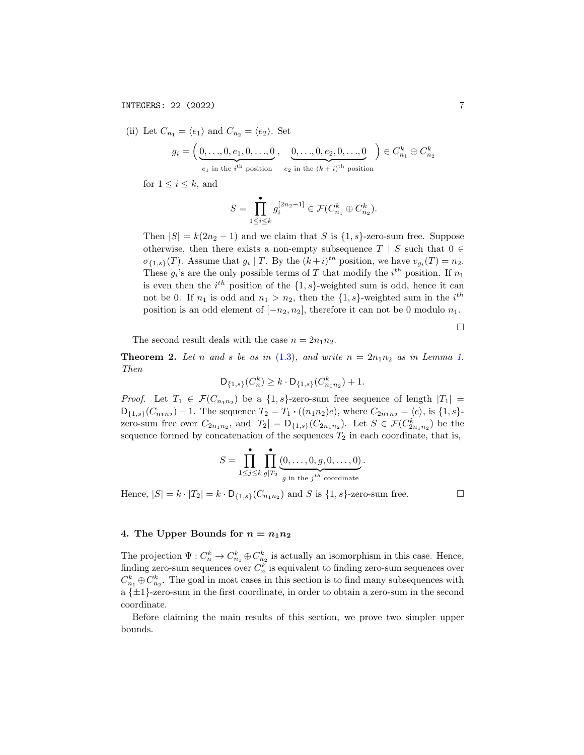(ii) Let $C_{n_1} = \langle e_1 \rangle$ and $C_{n_2} = \langle e_2 \rangle$. Set

$$g_i = \Big( \underbrace{0, \ldots, 0, e_1, 0, \ldots, 0}_{e_1 \text{ in the } i^{\text{th}} \text{ position}}, \underbrace{0, \ldots, 0, e_2, 0, \ldots, 0}_{e_2 \text{ in the } (k+i)^{\text{th}} \text{ position}} \Big) \in C_{n_1}^k \oplus C_{n_2}^k$$

for $1 \le i \le k$, and

$$S = \prod_{1 \le i \le k}^{\bullet} g_i^{[2n_2 - 1]} \in \mathcal{F}(C_{n_1}^k \oplus C_{n_2}^k).$$

Then $|S| = k(2n_2 - 1)$ and we claim that $S$ is $\{1, s\}$-zero-sum free. Suppose otherwise, then there exists a non-empty subsequence $T \mid S$ such that $0 \in \sigma_{\{1,s\}}(T)$. Assume that $g_i \mid T$. By the $(k+i)^{th}$ position, we have $v_{g_i}(T) = n_2$. These $g_i$'s are the only possible terms of $T$ that modify the $i^{th}$ position. If $n_1$ is even then the $i^{th}$ position of the $\{1, s\}$-weighted sum is odd, hence it can not be 0. If $n_1$ is odd and $n_1 > n_2$, then the $\{1, s\}$-weighted sum in the $i^{th}$ position is an odd element of $[-n_2, n_2]$, therefore it can not be 0 modulo $n_1$.

□

The second result deals with the case $n = 2n_1n_2$.

**Theorem 2.** *Let $n$ and $s$ be as in (1.3), and write $n = 2n_1n_2$ as in Lemma 1. Then*

$$\mathsf{D}_{\{1,s\}}(C_n^k) \ge k \cdot \mathsf{D}_{\{1,s\}}(C_{n_1n_2}^k) + 1.$$

*Proof.* Let $T_1 \in \mathcal{F}(C_{n_1n_2})$ be a $\{1, s\}$-zero-sum free sequence of length $|T_1| = \mathsf{D}_{\{1,s\}}(C_{n_1n_2}) - 1$. The sequence $T_2 = T_1 \boldsymbol{\cdot} ((n_1n_2)e)$, where $C_{2n_1n_2} = \langle e \rangle$, is $\{1, s\}$-zero-sum free over $C_{2n_1n_2}$, and $|T_2| = \mathsf{D}_{\{1,s\}}(C_{2n_1n_2})$. Let $S \in \mathcal{F}(C_{2n_1n_2}^k)$ be the sequence formed by concatenation of the sequences $T_2$ in each coordinate, that is,

$$S = \prod_{1 \le j \le k}^{\bullet} \prod_{g \mid T_2}^{\bullet} \underbrace{(0, \ldots, 0, g, 0, \ldots, 0)}_{g \text{ in the } j^{th} \text{ coordinate}}.$$

Hence, $|S| = k \cdot |T_2| = k \cdot \mathsf{D}_{\{1,s\}}(C_{n_1n_2})$ and $S$ is $\{1, s\}$-zero-sum free. □

## 4. The Upper Bounds for $n = n_1n_2$

The projection $\Psi : C_n^k \to C_{n_1}^k \oplus C_{n_2}^k$ is actually an isomorphism in this case. Hence, finding zero-sum sequences over $C_n^k$ is equivalent to finding zero-sum sequences over $C_{n_1}^k \oplus C_{n_2}^k$. The goal in most cases in this section is to find many subsequences with a $\{\pm 1\}$-zero-sum in the first coordinate, in order to obtain a zero-sum in the second coordinate.

Before claiming the main results of this section, we prove two simpler upper bounds.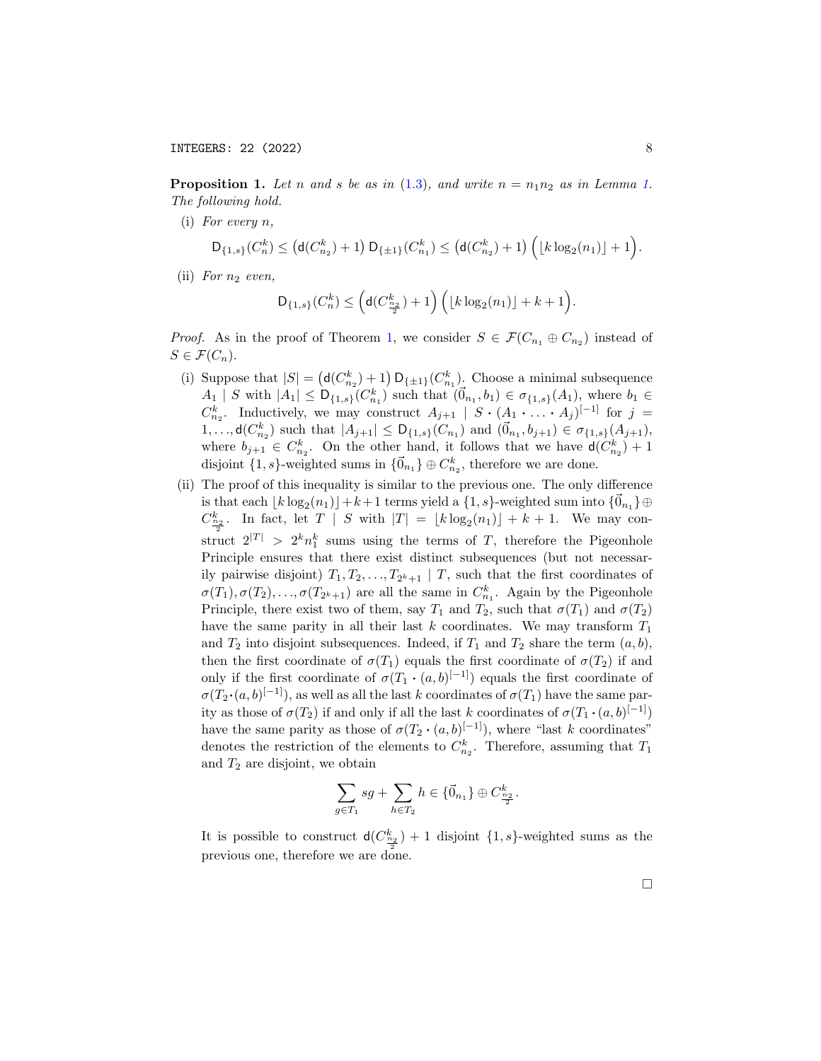**Proposition 1.** *Let $n$ and $s$ be as in (1.3), and write $n = n_1 n_2$ as in Lemma 1. The following hold.*

(i) *For every $n$,*

$$\mathsf{D}_{\{1,s\}}(C_n^k) \le \left(\mathsf{d}(C_{n_2}^k)+1\right)\mathsf{D}_{\{\pm 1\}}(C_{n_1}^k) \le \left(\mathsf{d}(C_{n_2}^k)+1\right)\Big(\lfloor k\log_2(n_1)\rfloor + 1\Big).$$

(ii) *For $n_2$ even,*

$$\mathsf{D}_{\{1,s\}}(C_n^k) \le \Big(\mathsf{d}(C_{\frac{n_2}{2}}^k)+1\Big)\Big(\lfloor k\log_2(n_1)\rfloor + k + 1\Big).$$

*Proof.* As in the proof of Theorem 1, we consider $S \in \mathcal{F}(C_{n_1} \oplus C_{n_2})$ instead of $S \in \mathcal{F}(C_n)$.

(i) Suppose that $|S| = \left(\mathsf{d}(C_{n_2}^k)+1\right)\mathsf{D}_{\{\pm 1\}}(C_{n_1}^k)$. Choose a minimal subsequence $A_1 \mid S$ with $|A_1| \le \mathsf{D}_{\{1,s\}}(C_{n_1}^k)$ such that $(\vec{0}_{n_1}, b_1) \in \sigma_{\{1,s\}}(A_1)$, where $b_1 \in C_{n_2}^k$. Inductively, we may construct $A_{j+1} \mid S \boldsymbol{\cdot} (A_1 \boldsymbol{\cdot} \ldots \boldsymbol{\cdot} A_j)^{[-1]}$ for $j = 1, \ldots, \mathsf{d}(C_{n_2}^k)$ such that $|A_{j+1}| \le \mathsf{D}_{\{1,s\}}(C_{n_1})$ and $(\vec{0}_{n_1}, b_{j+1}) \in \sigma_{\{1,s\}}(A_{j+1})$, where $b_{j+1} \in C_{n_2}^k$. On the other hand, it follows that we have $\mathsf{d}(C_{n_2}^k)+1$ disjoint $\{1,s\}$-weighted sums in $\{\vec{0}_{n_1}\} \oplus C_{n_2}^k$, therefore we are done.

(ii) The proof of this inequality is similar to the previous one. The only difference is that each $\lfloor k\log_2(n_1)\rfloor + k + 1$ terms yield a $\{1,s\}$-weighted sum into $\{\vec{0}_{n_1}\} \oplus C_{\frac{n_2}{2}}^k$. In fact, let $T \mid S$ with $|T| = \lfloor k\log_2(n_1)\rfloor + k + 1$. We may construct $2^{|T|} > 2^k n_1^k$ sums using the terms of $T$, therefore the Pigeonhole Principle ensures that there exist distinct subsequences (but not necessarily pairwise disjoint) $T_1, T_2, \ldots, T_{2^k+1} \mid T$, such that the first coordinates of $\sigma(T_1), \sigma(T_2), \ldots, \sigma(T_{2^k+1})$ are all the same in $C_{n_1}^k$. Again by the Pigeonhole Principle, there exist two of them, say $T_1$ and $T_2$, such that $\sigma(T_1)$ and $\sigma(T_2)$ have the same parity in all their last $k$ coordinates. We may transform $T_1$ and $T_2$ into disjoint subsequences. Indeed, if $T_1$ and $T_2$ share the term $(a,b)$, then the first coordinate of $\sigma(T_1)$ equals the first coordinate of $\sigma(T_2)$ if and only if the first coordinate of $\sigma(T_1 \boldsymbol{\cdot} (a,b)^{[-1]})$ equals the first coordinate of $\sigma(T_2 \boldsymbol{\cdot} (a,b)^{[-1]})$, as well as all the last $k$ coordinates of $\sigma(T_1)$ have the same parity as those of $\sigma(T_2)$ if and only if all the last $k$ coordinates of $\sigma(T_1 \boldsymbol{\cdot} (a,b)^{[-1]})$ have the same parity as those of $\sigma(T_2 \boldsymbol{\cdot} (a,b)^{[-1]})$, where "last $k$ coordinates" denotes the restriction of the elements to $C_{n_2}^k$. Therefore, assuming that $T_1$ and $T_2$ are disjoint, we obtain

$$\sum_{g \in T_1} sg + \sum_{h \in T_2} h \in \{\vec{0}_{n_1}\} \oplus C_{\frac{n_2}{2}}^k.$$

It is possible to construct $\mathsf{d}(C_{\frac{n_2}{2}}^k)+1$ disjoint $\{1,s\}$-weighted sums as the previous one, therefore we are done.

$\square$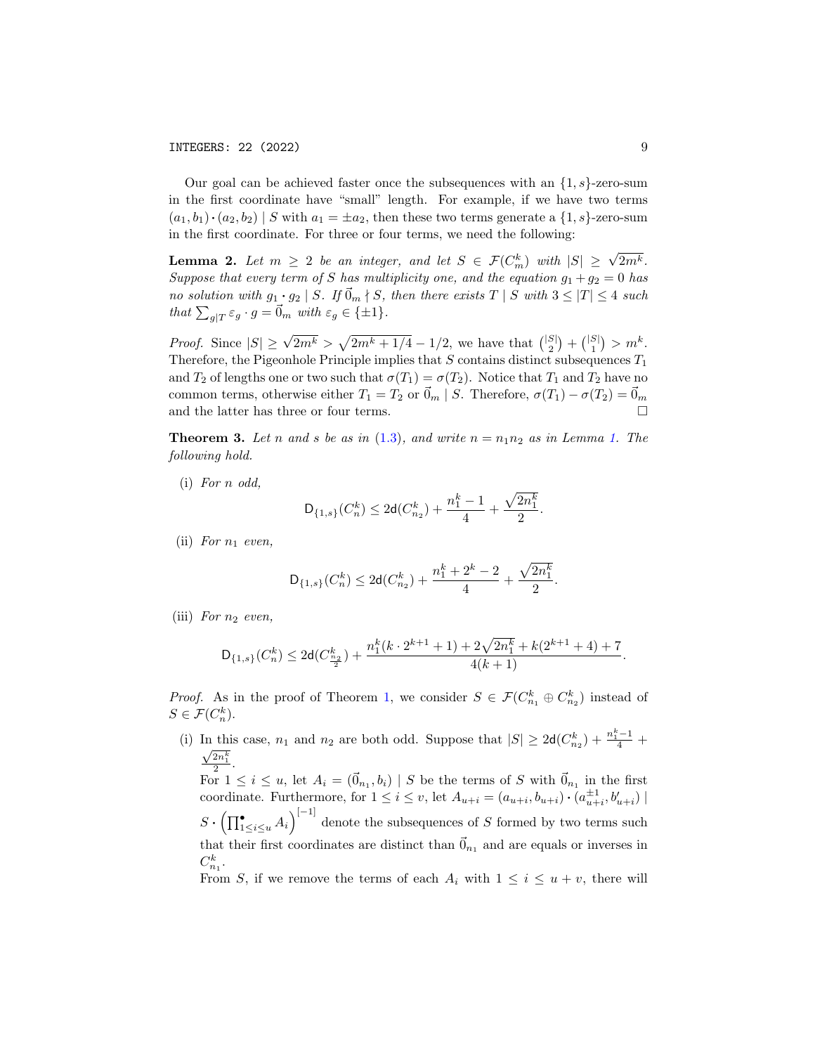Our goal can be achieved faster once the subsequences with an $\{1, s\}$-zero-sum in the first coordinate have "small" length. For example, if we have two terms $(a_1, b_1) \boldsymbol{\cdot} (a_2, b_2) \mid S$ with $a_1 = \pm a_2$, then these two terms generate a $\{1, s\}$-zero-sum in the first coordinate. For three or four terms, we need the following:

**Lemma 2.** *Let $m \geq 2$ be an integer, and let $S \in \mathcal{F}(C_m^k)$ with $|S| \geq \sqrt{2m^k}$. Suppose that every term of $S$ has multiplicity one, and the equation $g_1 + g_2 = 0$ has no solution with $g_1 \boldsymbol{\cdot} g_2 \mid S$. If $\vec{0}_m \nmid S$, then there exists $T \mid S$ with $3 \leq |T| \leq 4$ such that $\sum_{g \mid T} \varepsilon_g \cdot g = \vec{0}_m$ with $\varepsilon_g \in \{\pm 1\}$.*

*Proof.* Since $|S| \geq \sqrt{2m^k} > \sqrt{2m^k + 1/4} - 1/2$, we have that $\binom{|S|}{2} + \binom{|S|}{1} > m^k$. Therefore, the Pigeonhole Principle implies that $S$ contains distinct subsequences $T_1$ and $T_2$ of lengths one or two such that $\sigma(T_1) = \sigma(T_2)$. Notice that $T_1$ and $T_2$ have no common terms, otherwise either $T_1 = T_2$ or $\vec{0}_m \mid S$. Therefore, $\sigma(T_1) - \sigma(T_2) = \vec{0}_m$ and the latter has three or four terms. $\square$

**Theorem 3.** *Let $n$ and $s$ be as in (1.3), and write $n = n_1 n_2$ as in Lemma 1. The following hold.*

(i) *For $n$ odd,*

$$\mathsf{D}_{\{1,s\}}(C_n^k) \leq 2\mathsf{d}(C_{n_2}^k) + \frac{n_1^k - 1}{4} + \frac{\sqrt{2n_1^k}}{2}.$$

(ii) *For $n_1$ even,*

$$\mathsf{D}_{\{1,s\}}(C_n^k) \leq 2\mathsf{d}(C_{n_2}^k) + \frac{n_1^k + 2^k - 2}{4} + \frac{\sqrt{2n_1^k}}{2}.$$

(iii) *For $n_2$ even,*

$$\mathsf{D}_{\{1,s\}}(C_n^k) \leq 2\mathsf{d}(C_{\frac{n_2}{2}}^k) + \frac{n_1^k(k \cdot 2^{k+1} + 1) + 2\sqrt{2n_1^k} + k(2^{k+1} + 4) + 7}{4(k+1)}.$$

*Proof.* As in the proof of Theorem 1, we consider $S \in \mathcal{F}(C_{n_1}^k \oplus C_{n_2}^k)$ instead of $S \in \mathcal{F}(C_n^k)$.

(i) In this case, $n_1$ and $n_2$ are both odd. Suppose that $|S| \geq 2\mathsf{d}(C_{n_2}^k) + \frac{n_1^k - 1}{4} + \frac{\sqrt{2n_1^k}}{2}$.

For $1 \leq i \leq u$, let $A_i = (\vec{0}_{n_1}, b_i) \mid S$ be the terms of $S$ with $\vec{0}_{n_1}$ in the first coordinate. Furthermore, for $1 \leq i \leq v$, let $A_{u+i} = (a_{u+i}, b_{u+i}) \boldsymbol{\cdot} (a_{u+i}^{\pm 1}, b'_{u+i}) \mid S \boldsymbol{\cdot} \left( \prod_{1 \leq i \leq u}^{\bullet} A_i \right)^{[-1]}$ denote the subsequences of $S$ formed by two terms such that their first coordinates are distinct than $\vec{0}_{n_1}$ and are equals or inverses in $C_{n_1}^k$.

From $S$, if we remove the terms of each $A_i$ with $1 \leq i \leq u + v$, there will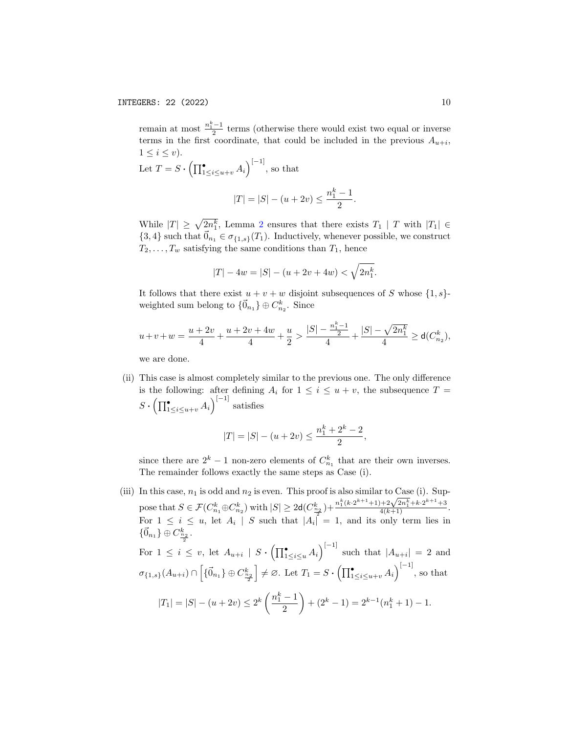remain at most $\frac{n_1^k-1}{2}$ terms (otherwise there would exist two equal or inverse terms in the first coordinate, that could be included in the previous $A_{u+i}$, $1 \le i \le v$).

Let $T = S \cdot \left(\prod^{\bullet}_{1\le i\le u+v} A_i\right)^{[-1]}$, so that

$$|T| = |S| - (u+2v) \le \frac{n_1^k - 1}{2}.$$

While $|T| \ge \sqrt{2n_1^k}$, Lemma 2 ensures that there exists $T_1 \mid T$ with $|T_1| \in \{3,4\}$ such that $\vec{0}_{n_1} \in \sigma_{\{1,s\}}(T_1)$. Inductively, whenever possible, we construct $T_2, \ldots, T_w$ satisfying the same conditions than $T_1$, hence

$$|T| - 4w = |S| - (u + 2v + 4w) < \sqrt{2n_1^k}.$$

It follows that there exist $u+v+w$ disjoint subsequences of $S$ whose $\{1,s\}$-weighted sum belong to $\{\vec{0}_{n_1}\} \oplus C_{n_2}^k$. Since

$$u+v+w = \frac{u+2v}{4} + \frac{u+2v+4w}{4} + \frac{u}{2} > \frac{|S| - \frac{n_1^k-1}{2}}{4} + \frac{|S| - \sqrt{2n_1^k}}{4} \ge \mathsf{d}(C_{n_2}^k),$$

we are done.

(ii) This case is almost completely similar to the previous one. The only difference is the following: after defining $A_i$ for $1 \le i \le u+v$, the subsequence $T = S \cdot \left(\prod^{\bullet}_{1\le i\le u+v} A_i\right)^{[-1]}$ satisfies

$$|T| = |S| - (u+2v) \le \frac{n_1^k + 2^k - 2}{2},$$

since there are $2^k - 1$ non-zero elements of $C_{n_1}^k$ that are their own inverses. The remainder follows exactly the same steps as Case (i).

(iii) In this case, $n_1$ is odd and $n_2$ is even. This proof is also similar to Case (i). Suppose that $S \in \mathcal{F}(C_{n_1}^k \oplus C_{n_2}^k)$ with $|S| \ge 2\mathsf{d}(C_{\frac{n_2}{2}}^k) + \frac{n_1^k(k\cdot 2^{k+1}+1)+2\sqrt{2n_1^k}+k\cdot 2^{k+1}+3}{4(k+1)}$. For $1 \le i \le u$, let $A_i \mid S$ such that $|A_i| = 1$, and its only term lies in $\{\vec{0}_{n_1}\} \oplus C_{\frac{n_2}{2}}^k$.

For $1 \le i \le v$, let $A_{u+i} \mid S \cdot \left(\prod^{\bullet}_{1\le i\le u} A_i\right)^{[-1]}$ such that $|A_{u+i}| = 2$ and $\sigma_{\{1,s\}}(A_{u+i}) \cap \left[\{\vec{0}_{n_1}\} \oplus C_{\frac{n_2}{2}}^k\right] \ne \varnothing$. Let $T_1 = S \cdot \left(\prod^{\bullet}_{1\le i\le u+v} A_i\right)^{[-1]}$, so that

$$|T_1| = |S| - (u+2v) \le 2^k\left(\frac{n_1^k - 1}{2}\right) + (2^k - 1) = 2^{k-1}(n_1^k + 1) - 1.$$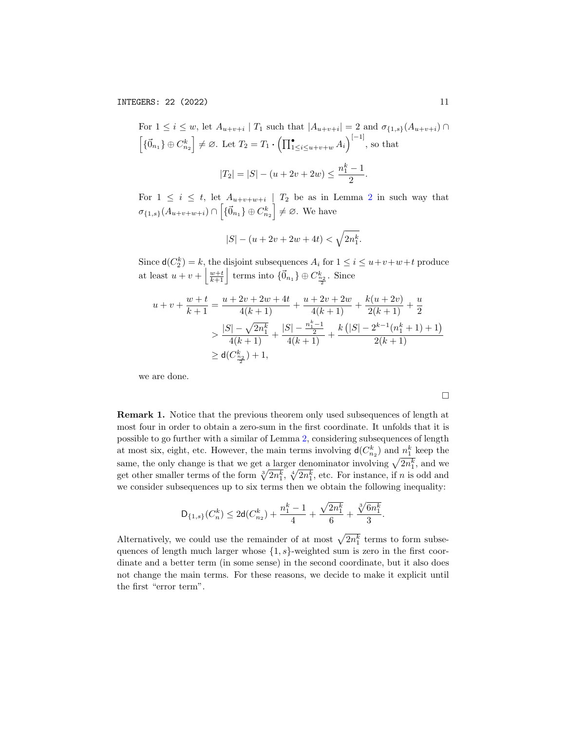For $1 \le i \le w$, let $A_{u+v+i} \mid T_1$ such that $|A_{u+v+i}| = 2$ and $\sigma_{\{1,s\}}(A_{u+v+i}) \cap \left[\{\vec{0}_{n_1}\} \oplus C_{n_2}^k\right] \neq \varnothing$. Let $T_2 = T_1 \boldsymbol{\cdot} \left(\prod^{\bullet}_{1 \le i \le u+v+w} A_i\right)^{[-1]}$, so that

$$|T_2| = |S| - (u + 2v + 2w) \le \frac{n_1^k - 1}{2}.$$

For $1 \le i \le t$, let $A_{u+v+w+i} \mid T_2$ be as in Lemma 2 in such way that $\sigma_{\{1,s\}}(A_{u+v+w+i}) \cap \left[\{\vec{0}_{n_1}\} \oplus C_{n_2}^k\right] \neq \varnothing$. We have

$$|S| - (u + 2v + 2w + 4t) < \sqrt{2n_1^k}.$$

Since $\mathsf{d}(C_2^k) = k$, the disjoint subsequences $A_i$ for $1 \le i \le u+v+w+t$ produce at least $u + v + \left\lfloor \frac{w+t}{k+1} \right\rfloor$ terms into $\{\vec{0}_{n_1}\} \oplus C_{\frac{n_2}{2}}^k$. Since

$$\begin{aligned}
u + v + \frac{w+t}{k+1} &= \frac{u + 2v + 2w + 4t}{4(k+1)} + \frac{u + 2v + 2w}{4(k+1)} + \frac{k(u+2v)}{2(k+1)} + \frac{u}{2} \\
&> \frac{|S| - \sqrt{2n_1^k}}{4(k+1)} + \frac{|S| - \frac{n_1^k - 1}{2}}{4(k+1)} + \frac{k\left(|S| - 2^{k-1}(n_1^k + 1) + 1\right)}{2(k+1)} \\
&\ge \mathsf{d}(C_{\frac{n_2}{2}}^k) + 1,
\end{aligned}$$

we are done.

□

**Remark 1.** Notice that the previous theorem only used subsequences of length at most four in order to obtain a zero-sum in the first coordinate. It unfolds that it is possible to go further with a similar of Lemma 2, considering subsequences of length at most six, eight, etc. However, the main terms involving $\mathsf{d}(C_{n_2}^k)$ and $n_1^k$ keep the same, the only change is that we get a larger denominator involving $\sqrt{2n_1^k}$, and we get other smaller terms of the form $\sqrt[3]{2n_1^k}$, $\sqrt[4]{2n_1^k}$, etc. For instance, if $n$ is odd and we consider subsequences up to six terms then we obtain the following inequality:

$$\mathsf{D}_{\{1,s\}}(C_n^k) \le 2\mathsf{d}(C_{n_2}^k) + \frac{n_1^k - 1}{4} + \frac{\sqrt{2n_1^k}}{6} + \frac{\sqrt[3]{6n_1^k}}{3}.$$

Alternatively, we could use the remainder of at most $\sqrt{2n_1^k}$ terms to form subsequences of length much larger whose $\{1,s\}$-weighted sum is zero in the first coordinate and a better term (in some sense) in the second coordinate, but it also does not change the main terms. For these reasons, we decide to make it explicit until the first "error term".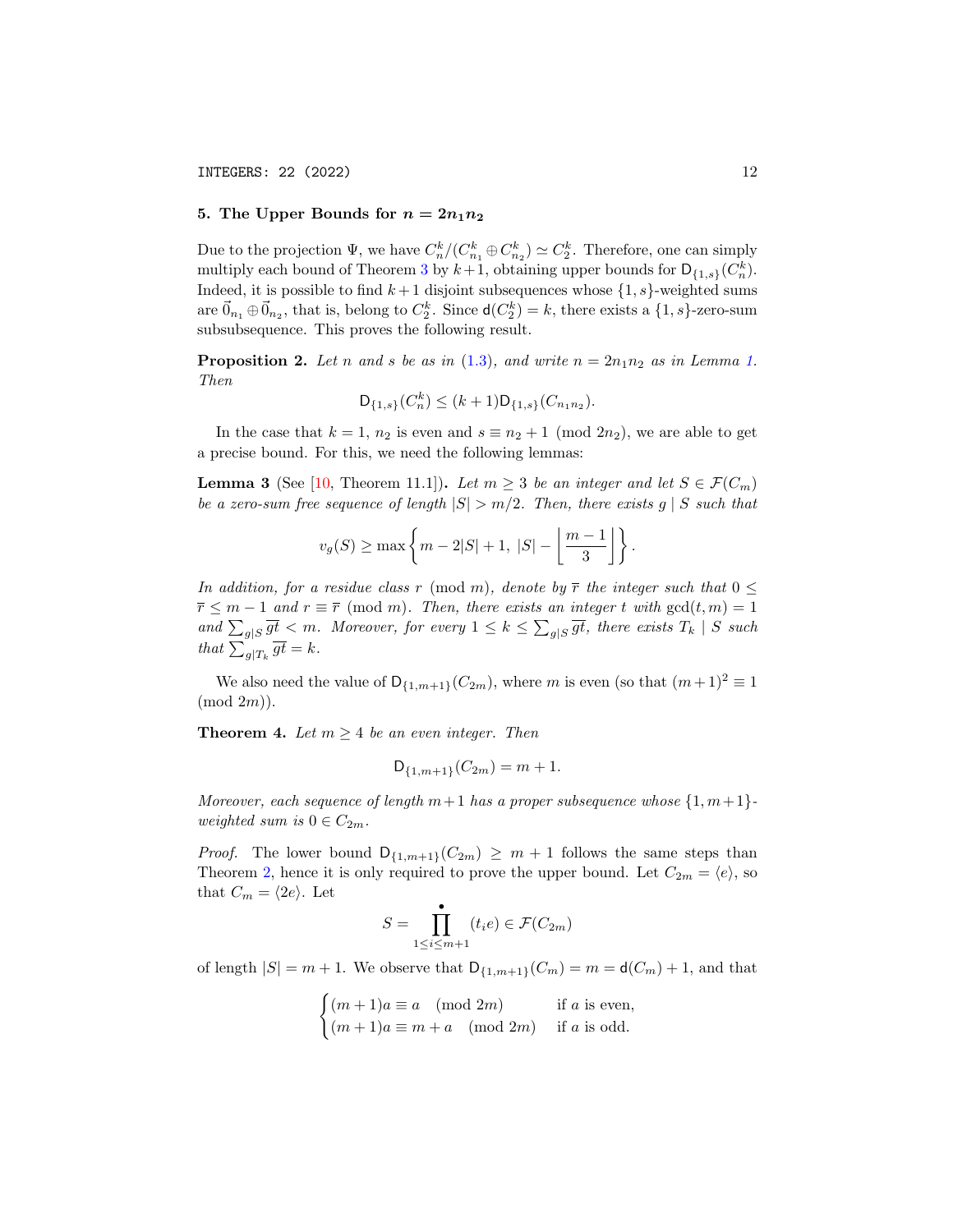## 5. The Upper Bounds for $n = 2n_1n_2$

Due to the projection $\Psi$, we have $C_n^k/(C_{n_1}^k \oplus C_{n_2}^k) \simeq C_2^k$. Therefore, one can simply multiply each bound of Theorem 3 by $k+1$, obtaining upper bounds for $\mathsf{D}_{\{1,s\}}(C_n^k)$. Indeed, it is possible to find $k+1$ disjoint subsequences whose $\{1,s\}$-weighted sums are $\vec{0}_{n_1} \oplus \vec{0}_{n_2}$, that is, belong to $C_2^k$. Since $\mathsf{d}(C_2^k) = k$, there exists a $\{1,s\}$-zero-sum subsubsequence. This proves the following result.

**Proposition 2.** *Let $n$ and $s$ be as in (1.3), and write $n = 2n_1n_2$ as in Lemma 1. Then*

$$\mathsf{D}_{\{1,s\}}(C_n^k) \leq (k+1)\mathsf{D}_{\{1,s\}}(C_{n_1n_2}).$$

In the case that $k = 1$, $n_2$ is even and $s \equiv n_2 + 1 \pmod{2n_2}$, we are able to get a precise bound. For this, we need the following lemmas:

**Lemma 3** (See [10, Theorem 11.1])**.** *Let $m \geq 3$ be an integer and let $S \in \mathcal{F}(C_m)$ be a zero-sum free sequence of length $|S| > m/2$. Then, there exists $g \mid S$ such that*

$$v_g(S) \geq \max\left\{m - 2|S| + 1,\ |S| - \left\lfloor \frac{m-1}{3} \right\rfloor\right\}.$$

*In addition, for a residue class $r \pmod m$, denote by $\overline{r}$ the integer such that $0 \leq \overline{r} \leq m-1$ and $r \equiv \overline{r} \pmod m$. Then, there exists an integer $t$ with $\gcd(t,m) = 1$ and $\sum_{g \mid S} \overline{gt} < m$. Moreover, for every $1 \leq k \leq \sum_{g \mid S} \overline{gt}$, there exists $T_k \mid S$ such that $\sum_{g \mid T_k} \overline{gt} = k$.*

We also need the value of $\mathsf{D}_{\{1,m+1\}}(C_{2m})$, where $m$ is even (so that $(m+1)^2 \equiv 1 \pmod{2m}$).

**Theorem 4.** *Let $m \geq 4$ be an even integer. Then*

$$\mathsf{D}_{\{1,m+1\}}(C_{2m}) = m + 1.$$

*Moreover, each sequence of length $m+1$ has a proper subsequence whose $\{1, m+1\}$-weighted sum is $0 \in C_{2m}$.*

*Proof.* The lower bound $\mathsf{D}_{\{1,m+1\}}(C_{2m}) \geq m+1$ follows the same steps than Theorem 2, hence it is only required to prove the upper bound. Let $C_{2m} = \langle e \rangle$, so that $C_m = \langle 2e \rangle$. Let

$$S = \prod_{1 \leq i \leq m+1}^{\bullet} (t_i e) \in \mathcal{F}(C_{2m})$$

of length $|S| = m+1$. We observe that $\mathsf{D}_{\{1,m+1\}}(C_m) = m = \mathsf{d}(C_m) + 1$, and that

$$\begin{cases} (m+1)a \equiv a \pmod{2m} & \text{if } a \text{ is even,} \\ (m+1)a \equiv m + a \pmod{2m} & \text{if } a \text{ is odd.} \end{cases}$$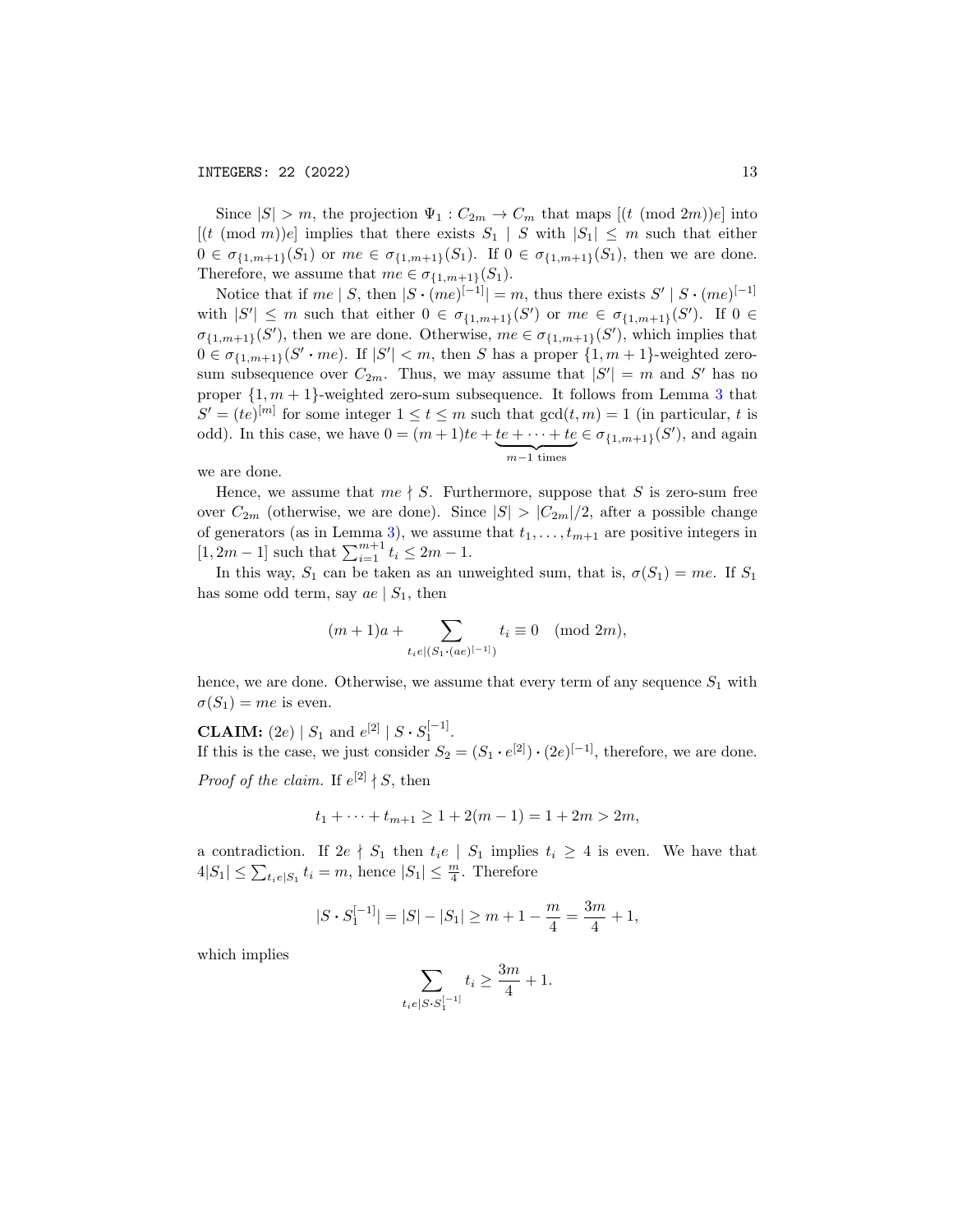Since $|S| > m$, the projection $\Psi_1 : C_{2m} \to C_m$ that maps $[(t \pmod{2m})e]$ into $[(t \pmod m)e]$ implies that there exists $S_1 \mid S$ with $|S_1| \le m$ such that either $0 \in \sigma_{\{1,m+1\}}(S_1)$ or $me \in \sigma_{\{1,m+1\}}(S_1)$. If $0 \in \sigma_{\{1,m+1\}}(S_1)$, then we are done. Therefore, we assume that $me \in \sigma_{\{1,m+1\}}(S_1)$.

Notice that if $me \mid S$, then $|S \boldsymbol{\cdot} (me)^{[-1]}| = m$, thus there exists $S' \mid S \boldsymbol{\cdot} (me)^{[-1]}$ with $|S'| \le m$ such that either $0 \in \sigma_{\{1,m+1\}}(S')$ or $me \in \sigma_{\{1,m+1\}}(S')$. If $0 \in \sigma_{\{1,m+1\}}(S')$, then we are done. Otherwise, $me \in \sigma_{\{1,m+1\}}(S')$, which implies that $0 \in \sigma_{\{1,m+1\}}(S' \boldsymbol{\cdot} me)$. If $|S'| < m$, then $S$ has a proper $\{1, m+1\}$-weighted zero-sum subsequence over $C_{2m}$. Thus, we may assume that $|S'| = m$ and $S'$ has no proper $\{1, m+1\}$-weighted zero-sum subsequence. It follows from Lemma 3 that $S' = (te)^{[m]}$ for some integer $1 \le t \le m$ such that $\gcd(t, m) = 1$ (in particular, $t$ is odd). In this case, we have $0 = (m+1)te + \underbrace{te + \cdots + te}_{m-1 \text{ times}} \in \sigma_{\{1,m+1\}}(S')$, and again we are done.

Hence, we assume that $me \nmid S$. Furthermore, suppose that $S$ is zero-sum free over $C_{2m}$ (otherwise, we are done). Since $|S| > |C_{2m}|/2$, after a possible change of generators (as in Lemma 3), we assume that $t_1, \dots, t_{m+1}$ are positive integers in $[1, 2m-1]$ such that $\sum_{i=1}^{m+1} t_i \le 2m - 1$.

In this way, $S_1$ can be taken as an unweighted sum, that is, $\sigma(S_1) = me$. If $S_1$ has some odd term, say $ae \mid S_1$, then

$$(m+1)a + \sum_{t_i e \mid (S_1 \boldsymbol{\cdot} (ae)^{[-1]})} t_i \equiv 0 \pmod{2m},$$

hence, we are done. Otherwise, we assume that every term of any sequence $S_1$ with $\sigma(S_1) = me$ is even.

**CLAIM:** $(2e) \mid S_1$ and $e^{[2]} \mid S \boldsymbol{\cdot} S_1^{[-1]}$.
If this is the case, we just consider $S_2 = (S_1 \boldsymbol{\cdot} e^{[2]}) \boldsymbol{\cdot} (2e)^{[-1]}$, therefore, we are done.

*Proof of the claim.* If $e^{[2]} \nmid S$, then

$$t_1 + \cdots + t_{m+1} \ge 1 + 2(m-1) = 1 + 2m > 2m,$$

a contradiction. If $2e \nmid S_1$ then $t_i e \mid S_1$ implies $t_i \ge 4$ is even. We have that $4|S_1| \le \sum_{t_i e | S_1} t_i = m$, hence $|S_1| \le \frac{m}{4}$. Therefore

$$|S \boldsymbol{\cdot} S_1^{[-1]}| = |S| - |S_1| \ge m + 1 - \frac{m}{4} = \frac{3m}{4} + 1,$$

which implies

$$\sum_{t_i e | S \boldsymbol{\cdot} S_1^{[-1]}} t_i \ge \frac{3m}{4} + 1.$$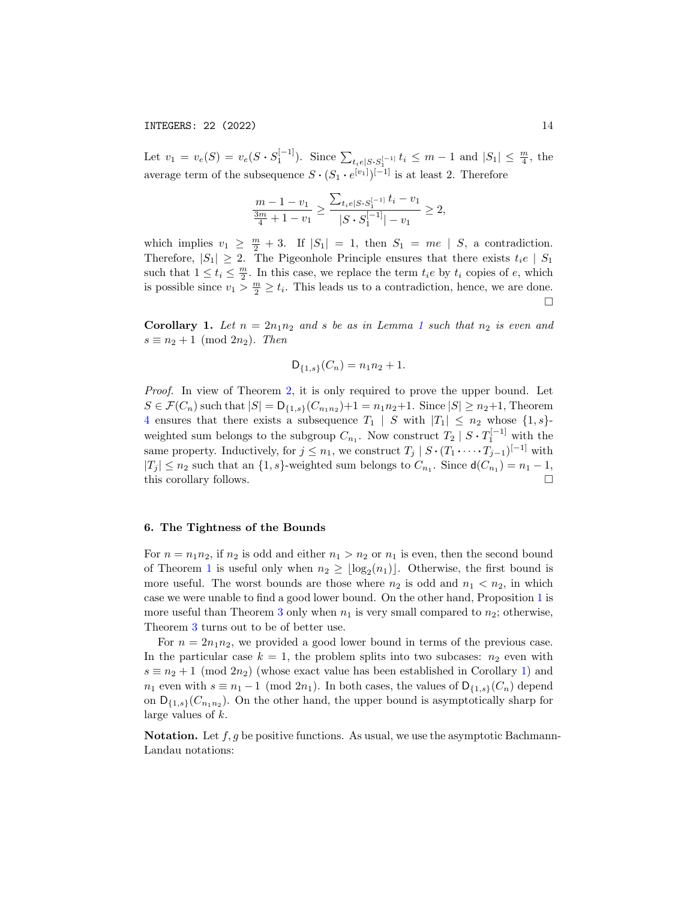Let $v_1 = v_e(S) = v_e(S \cdot S_1^{[-1]})$. Since $\sum_{t_i e | S \cdot S_1^{[-1]}} t_i \leq m-1$ and $|S_1| \leq \frac{m}{4}$, the average term of the subsequence $S \cdot (S_1 \cdot e^{[v_1]})^{[-1]}$ is at least 2. Therefore

$$\frac{m-1-v_1}{\frac{3m}{4}+1-v_1} \geq \frac{\sum_{t_i e | S \cdot S_1^{[-1]}} t_i - v_1}{|S \cdot S_1^{[-1]}| - v_1} \geq 2,$$

which implies $v_1 \geq \frac{m}{2} + 3$. If $|S_1| = 1$, then $S_1 = me \mid S$, a contradiction. Therefore, $|S_1| \geq 2$. The Pigeonhole Principle ensures that there exists $t_i e \mid S_1$ such that $1 \leq t_i \leq \frac{m}{2}$. In this case, we replace the term $t_i e$ by $t_i$ copies of $e$, which is possible since $v_1 > \frac{m}{2} \geq t_i$. This leads us to a contradiction, hence, we are done. □

**Corollary 1.** *Let $n = 2n_1n_2$ and $s$ be as in Lemma 1 such that $n_2$ is even and $s \equiv n_2 + 1 \pmod{2n_2}$. Then*

$$\mathsf{D}_{\{1,s\}}(C_n) = n_1n_2 + 1.$$

*Proof.* In view of Theorem 2, it is only required to prove the upper bound. Let $S \in \mathcal{F}(C_n)$ such that $|S| = \mathsf{D}_{\{1,s\}}(C_{n_1n_2})+1 = n_1n_2+1$. Since $|S| \geq n_2+1$, Theorem 4 ensures that there exists a subsequence $T_1 \mid S$ with $|T_1| \leq n_2$ whose $\{1, s\}$-weighted sum belongs to the subgroup $C_{n_1}$. Now construct $T_2 \mid S \cdot T_1^{[-1]}$ with the same property. Inductively, for $j \leq n_1$, we construct $T_j \mid S \cdot (T_1 \cdot \dots \cdot T_{j-1})^{[-1]}$ with $|T_j| \leq n_2$ such that an $\{1, s\}$-weighted sum belongs to $C_{n_1}$. Since $\mathsf{d}(C_{n_1}) = n_1 - 1$, this corollary follows. □

## 6. The Tightness of the Bounds

For $n = n_1n_2$, if $n_2$ is odd and either $n_1 > n_2$ or $n_1$ is even, then the second bound of Theorem 1 is useful only when $n_2 \geq \lfloor \log_2(n_1) \rfloor$. Otherwise, the first bound is more useful. The worst bounds are those where $n_2$ is odd and $n_1 < n_2$, in which case we were unable to find a good lower bound. On the other hand, Proposition 1 is more useful than Theorem 3 only when $n_1$ is very small compared to $n_2$; otherwise, Theorem 3 turns out to be of better use.

For $n = 2n_1n_2$, we provided a good lower bound in terms of the previous case. In the particular case $k = 1$, the problem splits into two subcases: $n_2$ even with $s \equiv n_2 + 1 \pmod{2n_2}$ (whose exact value has been established in Corollary 1) and $n_1$ even with $s \equiv n_1 - 1 \pmod{2n_1}$. In both cases, the values of $\mathsf{D}_{\{1,s\}}(C_n)$ depend on $\mathsf{D}_{\{1,s\}}(C_{n_1n_2})$. On the other hand, the upper bound is asymptotically sharp for large values of $k$.

**Notation.** Let $f, g$ be positive functions. As usual, we use the asymptotic Bachmann-Landau notations: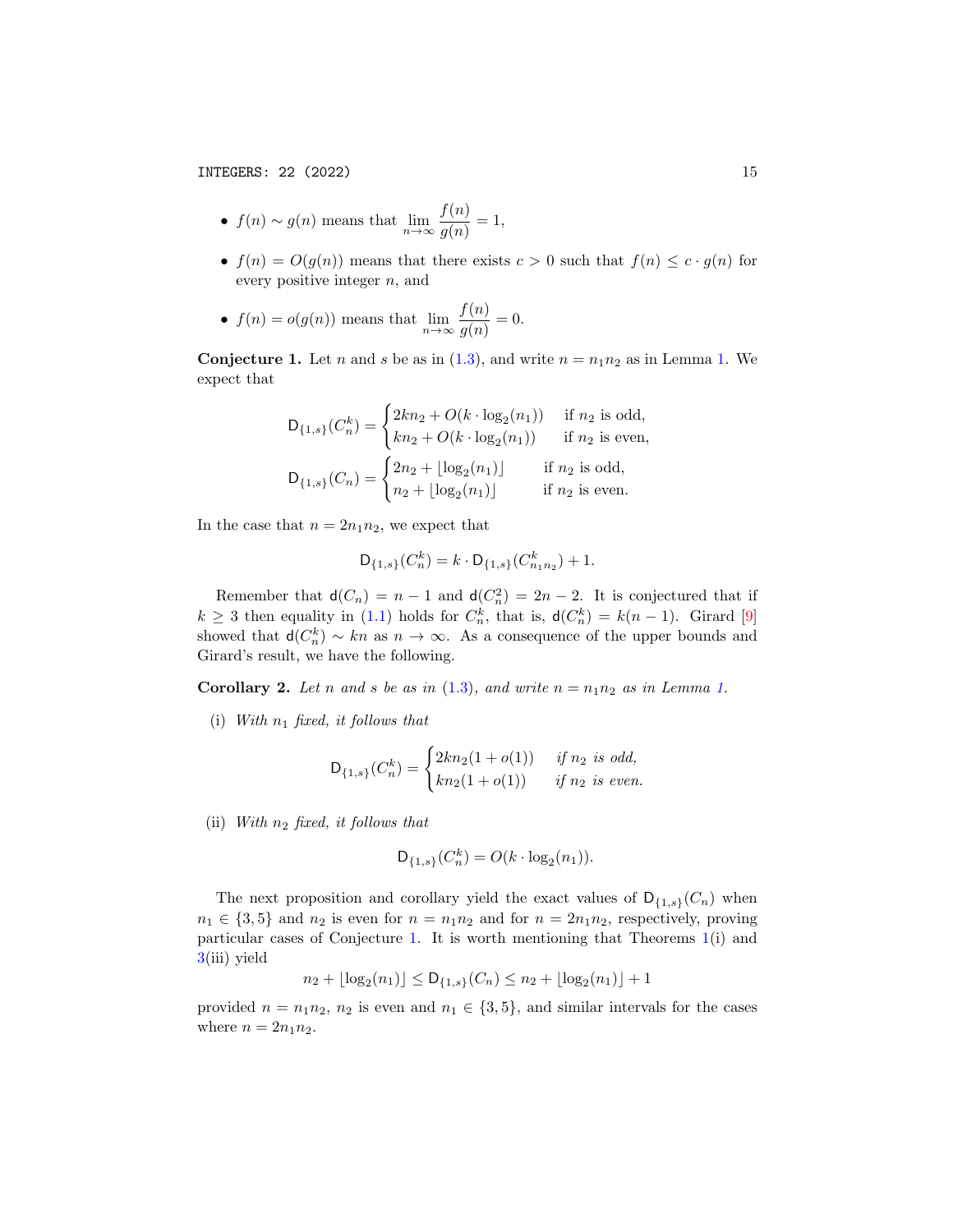- $f(n) \sim g(n)$ means that $\lim_{n\to\infty} \frac{f(n)}{g(n)} = 1$,
- $f(n) = O(g(n))$ means that there exists $c > 0$ such that $f(n) \leq c \cdot g(n)$ for every positive integer $n$, and
- $f(n) = o(g(n))$ means that $\lim_{n\to\infty} \frac{f(n)}{g(n)} = 0$.

**Conjecture 1.** Let $n$ and $s$ be as in (1.3), and write $n = n_1 n_2$ as in Lemma 1. We expect that

$$\mathsf{D}_{\{1,s\}}(C_n^k) = \begin{cases} 2kn_2 + O(k \cdot \log_2(n_1)) & \text{if } n_2 \text{ is odd,} \\ kn_2 + O(k \cdot \log_2(n_1)) & \text{if } n_2 \text{ is even,} \end{cases}$$

$$\mathsf{D}_{\{1,s\}}(C_n) = \begin{cases} 2n_2 + \lfloor \log_2(n_1) \rfloor & \text{if } n_2 \text{ is odd,} \\ n_2 + \lfloor \log_2(n_1) \rfloor & \text{if } n_2 \text{ is even.} \end{cases}$$

In the case that $n = 2n_1 n_2$, we expect that

$$\mathsf{D}_{\{1,s\}}(C_n^k) = k \cdot \mathsf{D}_{\{1,s\}}(C_{n_1 n_2}^k) + 1.$$

Remember that $\mathsf{d}(C_n) = n - 1$ and $\mathsf{d}(C_n^2) = 2n - 2$. It is conjectured that if $k \geq 3$ then equality in (1.1) holds for $C_n^k$, that is, $\mathsf{d}(C_n^k) = k(n-1)$. Girard [9] showed that $\mathsf{d}(C_n^k) \sim kn$ as $n \to \infty$. As a consequence of the upper bounds and Girard's result, we have the following.

**Corollary 2.** *Let $n$ and $s$ be as in (1.3), and write $n = n_1 n_2$ as in Lemma 1.*

(i) *With $n_1$ fixed, it follows that*

$$\mathsf{D}_{\{1,s\}}(C_n^k) = \begin{cases} 2kn_2(1 + o(1)) & \text{if } n_2 \text{ is odd,} \\ kn_2(1 + o(1)) & \text{if } n_2 \text{ is even.} \end{cases}$$

(ii) *With $n_2$ fixed, it follows that*

$$\mathsf{D}_{\{1,s\}}(C_n^k) = O(k \cdot \log_2(n_1)).$$

The next proposition and corollary yield the exact values of $\mathsf{D}_{\{1,s\}}(C_n)$ when $n_1 \in \{3, 5\}$ and $n_2$ is even for $n = n_1 n_2$ and for $n = 2n_1 n_2$, respectively, proving particular cases of Conjecture 1. It is worth mentioning that Theorems 1(i) and 3(iii) yield

$$n_2 + \lfloor \log_2(n_1) \rfloor \leq \mathsf{D}_{\{1,s\}}(C_n) \leq n_2 + \lfloor \log_2(n_1) \rfloor + 1$$

provided $n = n_1 n_2$, $n_2$ is even and $n_1 \in \{3, 5\}$, and similar intervals for the cases where $n = 2n_1 n_2$.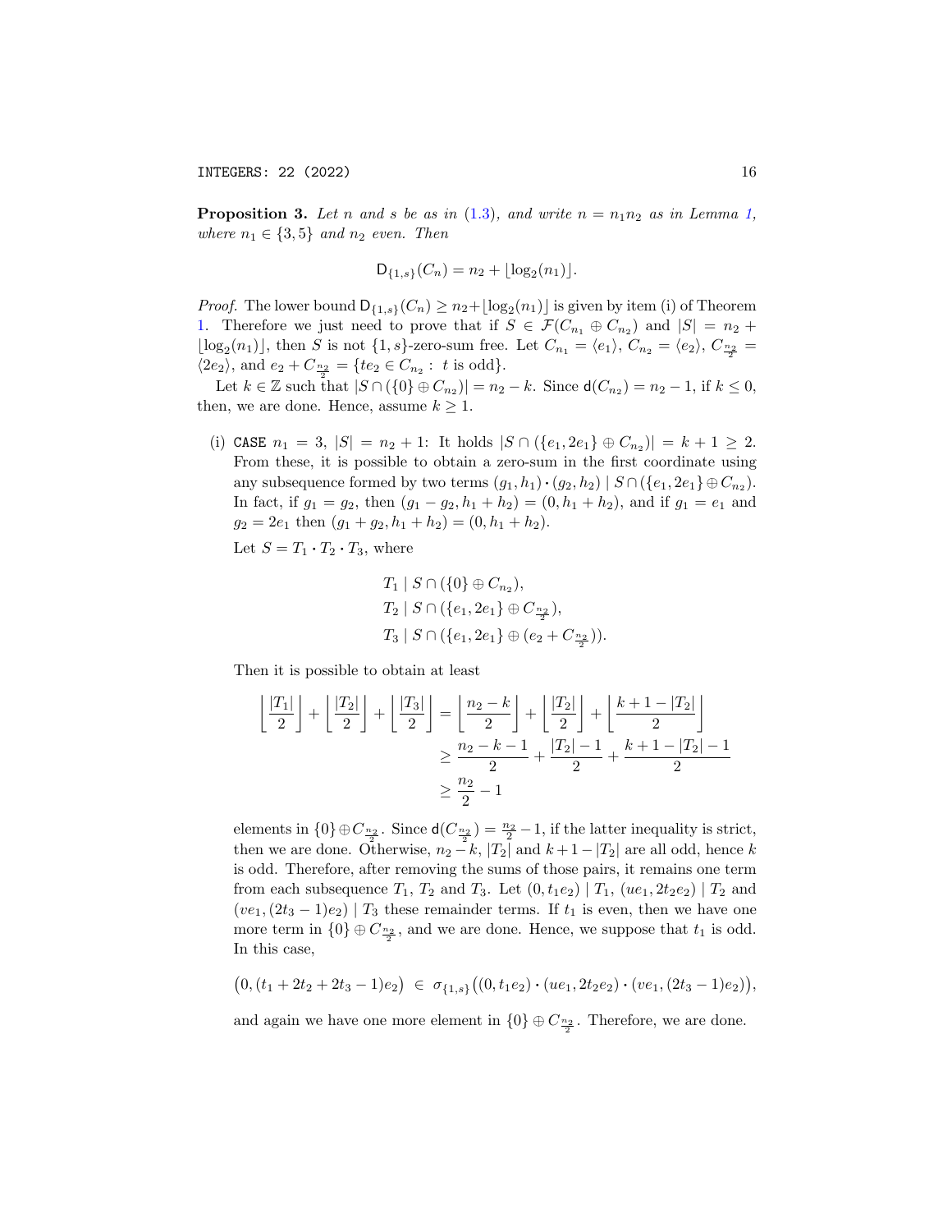**Proposition 3.** *Let $n$ and $s$ be as in (1.3), and write $n = n_1 n_2$ as in Lemma 1, where $n_1 \in \{3, 5\}$ and $n_2$ even. Then*

$$\mathsf{D}_{\{1,s\}}(C_n) = n_2 + \lfloor \log_2(n_1) \rfloor.$$

*Proof.* The lower bound $\mathsf{D}_{\{1,s\}}(C_n) \geq n_2 + \lfloor \log_2(n_1) \rfloor$ is given by item (i) of Theorem 1. Therefore we just need to prove that if $S \in \mathcal{F}(C_{n_1} \oplus C_{n_2})$ and $|S| = n_2 + \lfloor \log_2(n_1) \rfloor$, then $S$ is not $\{1, s\}$-zero-sum free. Let $C_{n_1} = \langle e_1 \rangle$, $C_{n_2} = \langle e_2 \rangle$, $C_{\frac{n_2}{2}} = \langle 2e_2 \rangle$, and $e_2 + C_{\frac{n_2}{2}} = \{te_2 \in C_{n_2} : \ t \text{ is odd}\}$.

Let $k \in \mathbb{Z}$ such that $|S \cap (\{0\} \oplus C_{n_2})| = n_2 - k$. Since $\mathsf{d}(C_{n_2}) = n_2 - 1$, if $k \leq 0$, then, we are done. Hence, assume $k \geq 1$.

(i) `CASE` $n_1 = 3$, $|S| = n_2 + 1$: It holds $|S \cap (\{e_1, 2e_1\} \oplus C_{n_2})| = k + 1 \geq 2$. From these, it is possible to obtain a zero-sum in the first coordinate using any subsequence formed by two terms $(g_1, h_1) \boldsymbol{\cdot} (g_2, h_2) \mid S \cap (\{e_1, 2e_1\} \oplus C_{n_2})$. In fact, if $g_1 = g_2$, then $(g_1 - g_2, h_1 + h_2) = (0, h_1 + h_2)$, and if $g_1 = e_1$ and $g_2 = 2e_1$ then $(g_1 + g_2, h_1 + h_2) = (0, h_1 + h_2)$.

Let $S = T_1 \boldsymbol{\cdot} T_2 \boldsymbol{\cdot} T_3$, where

$$\begin{aligned}
&T_1 \mid S \cap (\{0\} \oplus C_{n_2}), \\
&T_2 \mid S \cap (\{e_1, 2e_1\} \oplus C_{\frac{n_2}{2}}), \\
&T_3 \mid S \cap (\{e_1, 2e_1\} \oplus (e_2 + C_{\frac{n_2}{2}})).
\end{aligned}$$

Then it is possible to obtain at least

$$\begin{aligned}
\left\lfloor \frac{|T_1|}{2} \right\rfloor + \left\lfloor \frac{|T_2|}{2} \right\rfloor + \left\lfloor \frac{|T_3|}{2} \right\rfloor &= \left\lfloor \frac{n_2 - k}{2} \right\rfloor + \left\lfloor \frac{|T_2|}{2} \right\rfloor + \left\lfloor \frac{k + 1 - |T_2|}{2} \right\rfloor \\
&\geq \frac{n_2 - k - 1}{2} + \frac{|T_2| - 1}{2} + \frac{k + 1 - |T_2| - 1}{2} \\
&\geq \frac{n_2}{2} - 1
\end{aligned}$$

elements in $\{0\} \oplus C_{\frac{n_2}{2}}$. Since $\mathsf{d}(C_{\frac{n_2}{2}}) = \frac{n_2}{2} - 1$, if the latter inequality is strict, then we are done. Otherwise, $n_2 - k$, $|T_2|$ and $k + 1 - |T_2|$ are all odd, hence $k$ is odd. Therefore, after removing the sums of those pairs, it remains one term from each subsequence $T_1$, $T_2$ and $T_3$. Let $(0, t_1 e_2) \mid T_1$, $(ue_1, 2t_2 e_2) \mid T_2$ and $(ve_1, (2t_3 - 1)e_2) \mid T_3$ these remainder terms. If $t_1$ is even, then we have one more term in $\{0\} \oplus C_{\frac{n_2}{2}}$, and we are done. Hence, we suppose that $t_1$ is odd. In this case,

$$\big(0, (t_1 + 2t_2 + 2t_3 - 1)e_2\big) \ \in \ \sigma_{\{1,s\}}\big((0, t_1 e_2) \boldsymbol{\cdot} (ue_1, 2t_2 e_2) \boldsymbol{\cdot} (ve_1, (2t_3 - 1)e_2)\big),$$

and again we have one more element in $\{0\} \oplus C_{\frac{n_2}{2}}$. Therefore, we are done.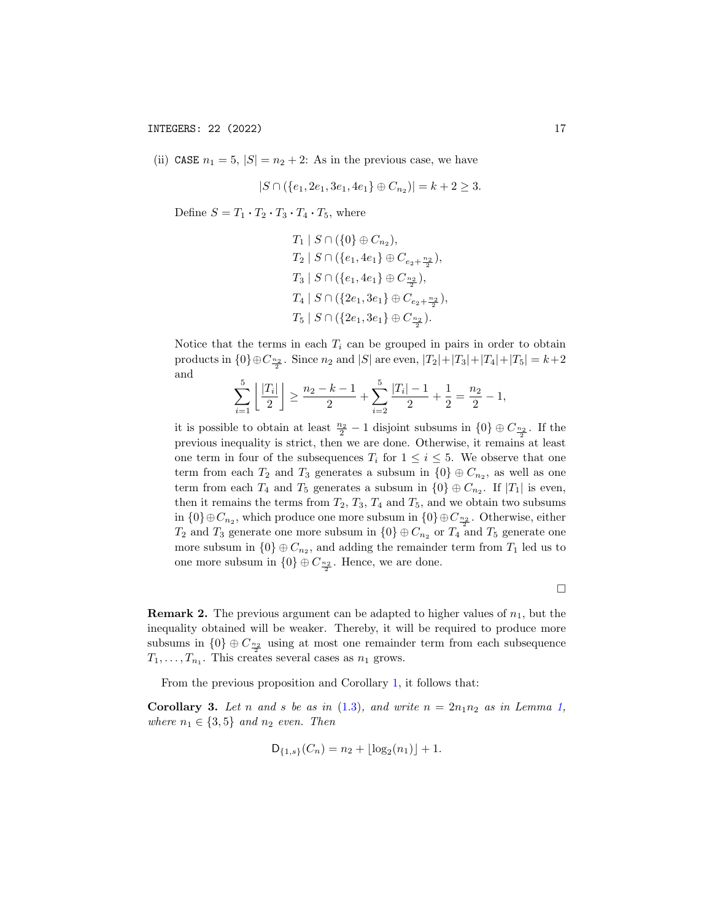(ii) CASE $n_1 = 5$, $|S| = n_2 + 2$: As in the previous case, we have

$$|S \cap (\{e_1, 2e_1, 3e_1, 4e_1\} \oplus C_{n_2})| = k + 2 \geq 3.$$

Define $S = T_1 \cdot T_2 \cdot T_3 \cdot T_4 \cdot T_5$, where

$$\begin{aligned}
&T_1 \mid S \cap (\{0\} \oplus C_{n_2}),\\
&T_2 \mid S \cap (\{e_1, 4e_1\} \oplus C_{e_2 + \frac{n_2}{2}}),\\
&T_3 \mid S \cap (\{e_1, 4e_1\} \oplus C_{\frac{n_2}{2}}),\\
&T_4 \mid S \cap (\{2e_1, 3e_1\} \oplus C_{e_2 + \frac{n_2}{2}}),\\
&T_5 \mid S \cap (\{2e_1, 3e_1\} \oplus C_{\frac{n_2}{2}}).
\end{aligned}$$

Notice that the terms in each $T_i$ can be grouped in pairs in order to obtain products in $\{0\} \oplus C_{\frac{n_2}{2}}$. Since $n_2$ and $|S|$ are even, $|T_2| + |T_3| + |T_4| + |T_5| = k + 2$ and

$$\sum_{i=1}^{5} \left\lfloor \frac{|T_i|}{2} \right\rfloor \geq \frac{n_2 - k - 1}{2} + \sum_{i=2}^{5} \frac{|T_i| - 1}{2} + \frac{1}{2} = \frac{n_2}{2} - 1,$$

it is possible to obtain at least $\frac{n_2}{2} - 1$ disjoint subsums in $\{0\} \oplus C_{\frac{n_2}{2}}$. If the previous inequality is strict, then we are done. Otherwise, it remains at least one term in four of the subsequences $T_i$ for $1 \leq i \leq 5$. We observe that one term from each $T_2$ and $T_3$ generates a subsum in $\{0\} \oplus C_{n_2}$, as well as one term from each $T_4$ and $T_5$ generates a subsum in $\{0\} \oplus C_{n_2}$. If $|T_1|$ is even, then it remains the terms from $T_2$, $T_3$, $T_4$ and $T_5$, and we obtain two subsums in $\{0\} \oplus C_{n_2}$, which produce one more subsum in $\{0\} \oplus C_{\frac{n_2}{2}}$. Otherwise, either $T_2$ and $T_3$ generate one more subsum in $\{0\} \oplus C_{n_2}$ or $T_4$ and $T_5$ generate one more subsum in $\{0\} \oplus C_{n_2}$, and adding the remainder term from $T_1$ led us to one more subsum in $\{0\} \oplus C_{\frac{n_2}{2}}$. Hence, we are done.

□

**Remark 2.** The previous argument can be adapted to higher values of $n_1$, but the inequality obtained will be weaker. Thereby, it will be required to produce more subsums in $\{0\} \oplus C_{\frac{n_2}{2}}$ using at most one remainder term from each subsequence $T_1, \ldots, T_{n_1}$. This creates several cases as $n_1$ grows.

From the previous proposition and Corollary 1, it follows that:

**Corollary 3.** *Let $n$ and $s$ be as in (1.3), and write $n = 2n_1n_2$ as in Lemma 1, where $n_1 \in \{3, 5\}$ and $n_2$ even. Then*

$$\mathsf{D}_{\{1,s\}}(C_n) = n_2 + \lfloor \log_2(n_1) \rfloor + 1.$$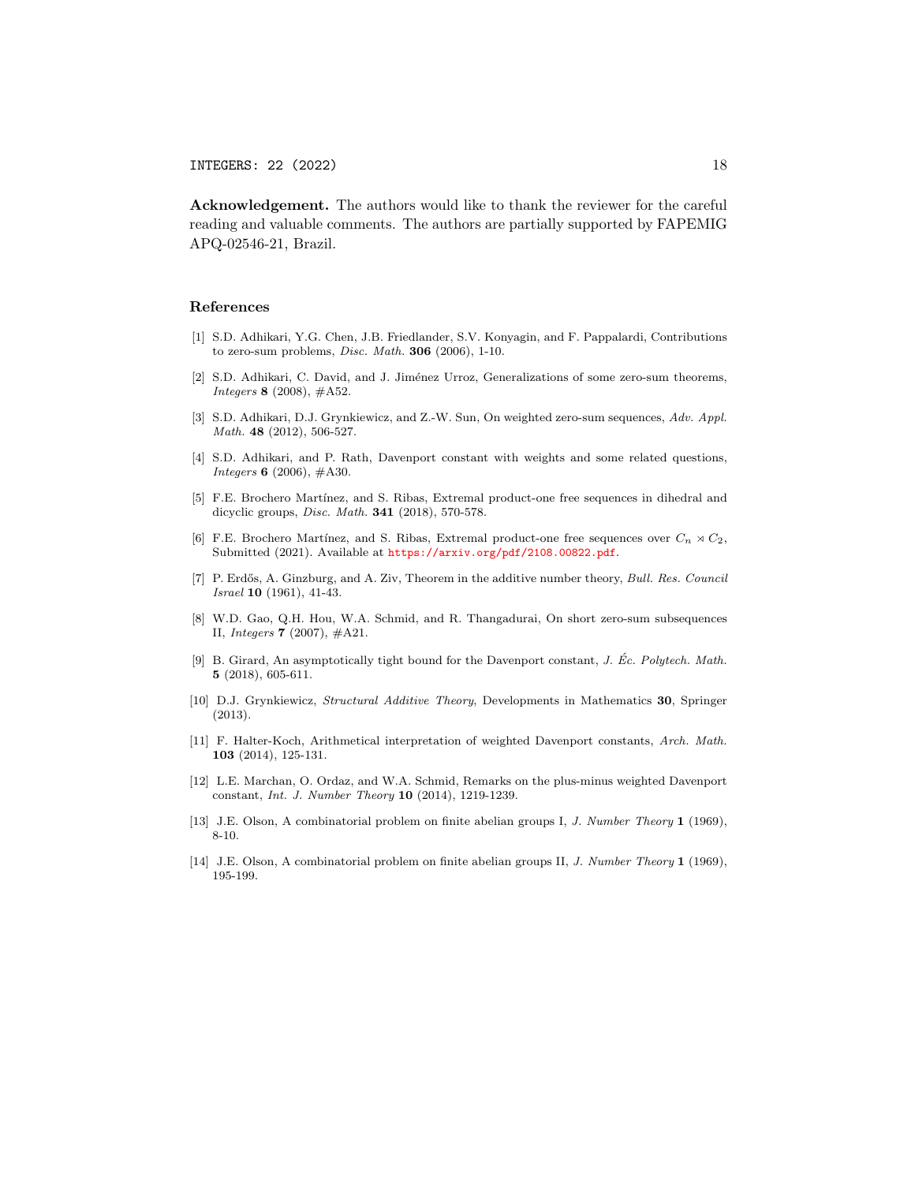**Acknowledgement.** The authors would like to thank the reviewer for the careful reading and valuable comments. The authors are partially supported by FAPEMIG APQ-02546-21, Brazil.

## References

[1] S.D. Adhikari, Y.G. Chen, J.B. Friedlander, S.V. Konyagin, and F. Pappalardi, Contributions to zero-sum problems, *Disc. Math.* **306** (2006), 1-10.

[2] S.D. Adhikari, C. David, and J. Jiménez Urroz, Generalizations of some zero-sum theorems, *Integers* **8** (2008), #A52.

[3] S.D. Adhikari, D.J. Grynkiewicz, and Z.-W. Sun, On weighted zero-sum sequences, *Adv. Appl. Math.* **48** (2012), 506-527.

[4] S.D. Adhikari, and P. Rath, Davenport constant with weights and some related questions, *Integers* **6** (2006), #A30.

[5] F.E. Brochero Martínez, and S. Ribas, Extremal product-one free sequences in dihedral and dicyclic groups, *Disc. Math.* **341** (2018), 570-578.

[6] F.E. Brochero Martínez, and S. Ribas, Extremal product-one free sequences over $C_n \rtimes C_2$, Submitted (2021). Available at https://arxiv.org/pdf/2108.00822.pdf.

[7] P. Erdős, A. Ginzburg, and A. Ziv, Theorem in the additive number theory, *Bull. Res. Council Israel* **10** (1961), 41-43.

[8] W.D. Gao, Q.H. Hou, W.A. Schmid, and R. Thangadurai, On short zero-sum subsequences II, *Integers* **7** (2007), #A21.

[9] B. Girard, An asymptotically tight bound for the Davenport constant, *J. Éc. Polytech. Math.* **5** (2018), 605-611.

[10] D.J. Grynkiewicz, *Structural Additive Theory*, Developments in Mathematics **30**, Springer (2013).

[11] F. Halter-Koch, Arithmetical interpretation of weighted Davenport constants, *Arch. Math.* **103** (2014), 125-131.

[12] L.E. Marchan, O. Ordaz, and W.A. Schmid, Remarks on the plus-minus weighted Davenport constant, *Int. J. Number Theory* **10** (2014), 1219-1239.

[13] J.E. Olson, A combinatorial problem on finite abelian groups I, *J. Number Theory* **1** (1969), 8-10.

[14] J.E. Olson, A combinatorial problem on finite abelian groups II, *J. Number Theory* **1** (1969), 195-199.